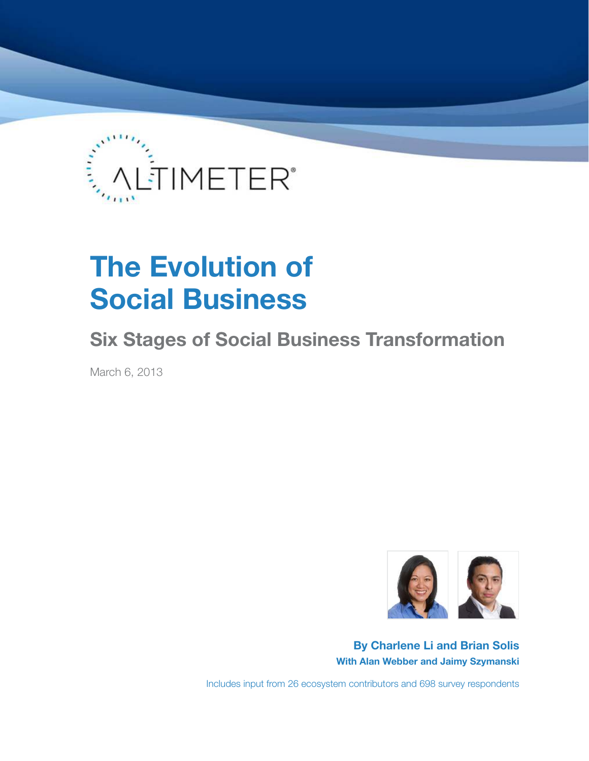ALTIMETER®

# The Evolution of Social Business

## Six Stages of Social Business Transformation

March 6, 2013

**By Charlene Li and Brian Solis**
**With Alan Webber and Jaimy Szymanski**

Includes input from 26 ecosystem contributors and 698 survey respondents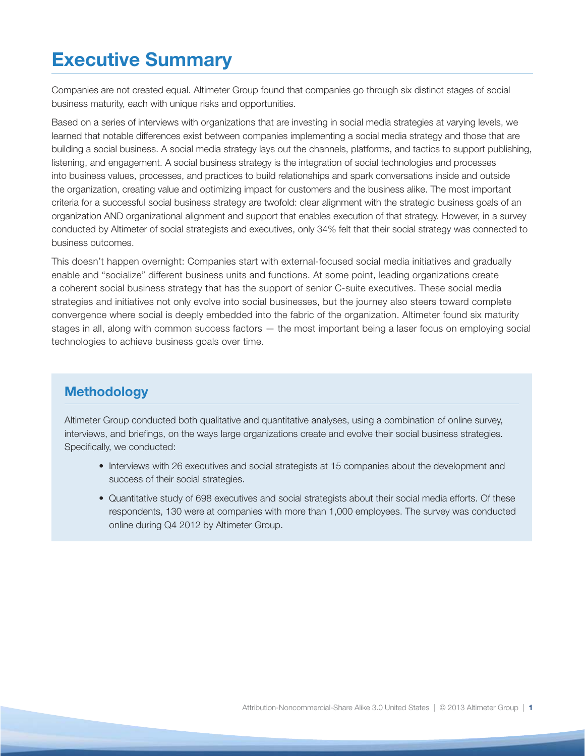# Executive Summary

Companies are not created equal. Altimeter Group found that companies go through six distinct stages of social business maturity, each with unique risks and opportunities.

Based on a series of interviews with organizations that are investing in social media strategies at varying levels, we learned that notable differences exist between companies implementing a social media strategy and those that are building a social business. A social media strategy lays out the channels, platforms, and tactics to support publishing, listening, and engagement. A social business strategy is the integration of social technologies and processes into business values, processes, and practices to build relationships and spark conversations inside and outside the organization, creating value and optimizing impact for customers and the business alike. The most important criteria for a successful social business strategy are twofold: clear alignment with the strategic business goals of an organization AND organizational alignment and support that enables execution of that strategy. However, in a survey conducted by Altimeter of social strategists and executives, only 34% felt that their social strategy was connected to business outcomes.

This doesn't happen overnight: Companies start with external-focused social media initiatives and gradually enable and "socialize" different business units and functions. At some point, leading organizations create a coherent social business strategy that has the support of senior C-suite executives. These social media strategies and initiatives not only evolve into social businesses, but the journey also steers toward complete convergence where social is deeply embedded into the fabric of the organization. Altimeter found six maturity stages in all, along with common success factors — the most important being a laser focus on employing social technologies to achieve business goals over time.

## Methodology

Altimeter Group conducted both qualitative and quantitative analyses, using a combination of online survey, interviews, and briefings, on the ways large organizations create and evolve their social business strategies. Specifically, we conducted:

- Interviews with 26 executives and social strategists at 15 companies about the development and success of their social strategies.
- Quantitative study of 698 executives and social strategists about their social media efforts. Of these respondents, 130 were at companies with more than 1,000 employees. The survey was conducted online during Q4 2012 by Altimeter Group.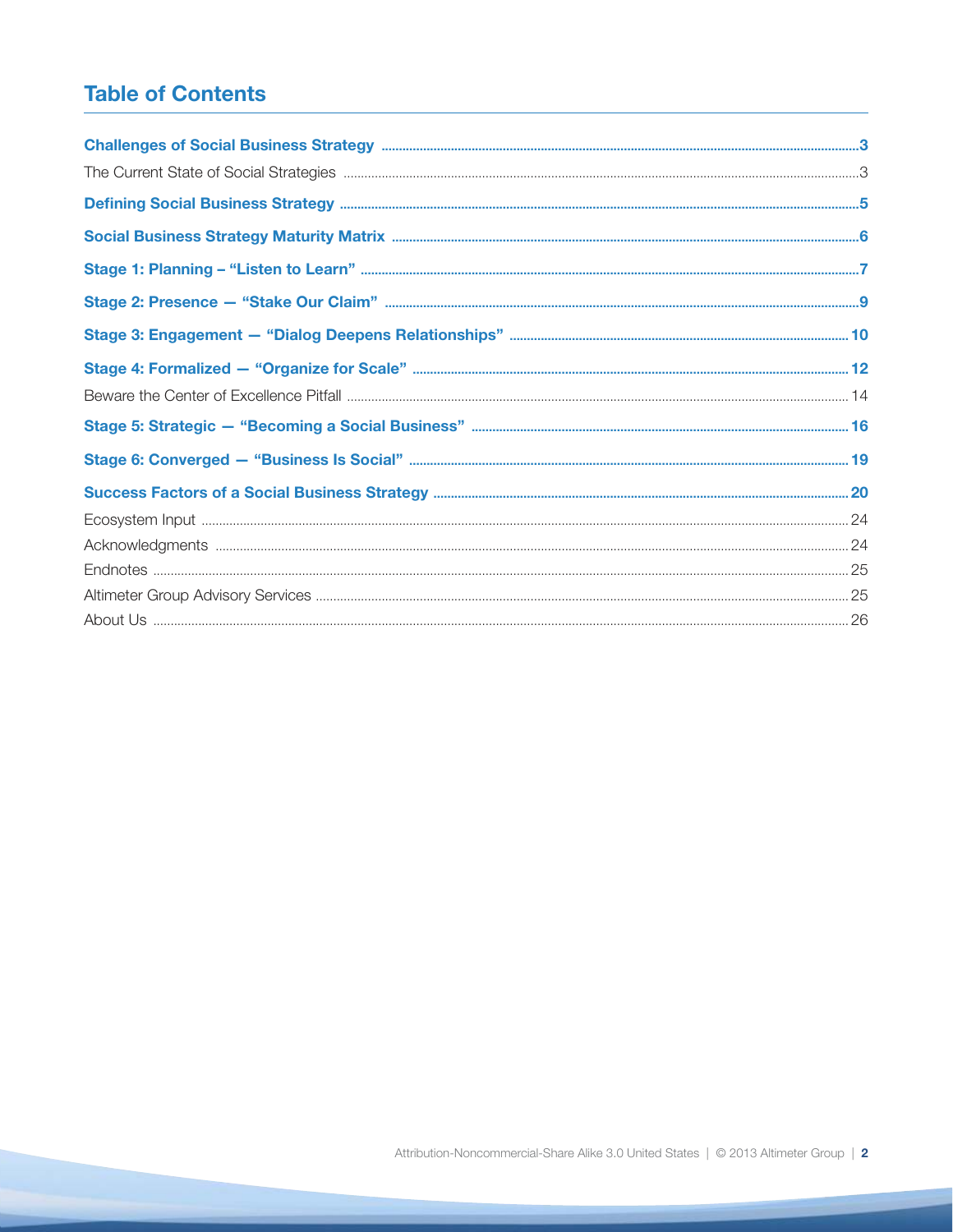# Table of Contents

**Challenges of Social Business Strategy** ..... 3

The Current State of Social Strategies ..... 3

**Defining Social Business Strategy** ..... 5

**Social Business Strategy Maturity Matrix** ..... 6

**Stage 1: Planning – "Listen to Learn"** ..... 7

**Stage 2: Presence — "Stake Our Claim"** ..... 9

**Stage 3: Engagement — "Dialog Deepens Relationships"** ..... 10

**Stage 4: Formalized — "Organize for Scale"** ..... 12

Beware the Center of Excellence Pitfall ..... 14

**Stage 5: Strategic — "Becoming a Social Business"** ..... 16

**Stage 6: Converged — "Business Is Social"** ..... 19

**Success Factors of a Social Business Strategy** ..... 20

Ecosystem Input ..... 24

Acknowledgments ..... 24

Endnotes ..... 25

Altimeter Group Advisory Services ..... 25

About Us ..... 26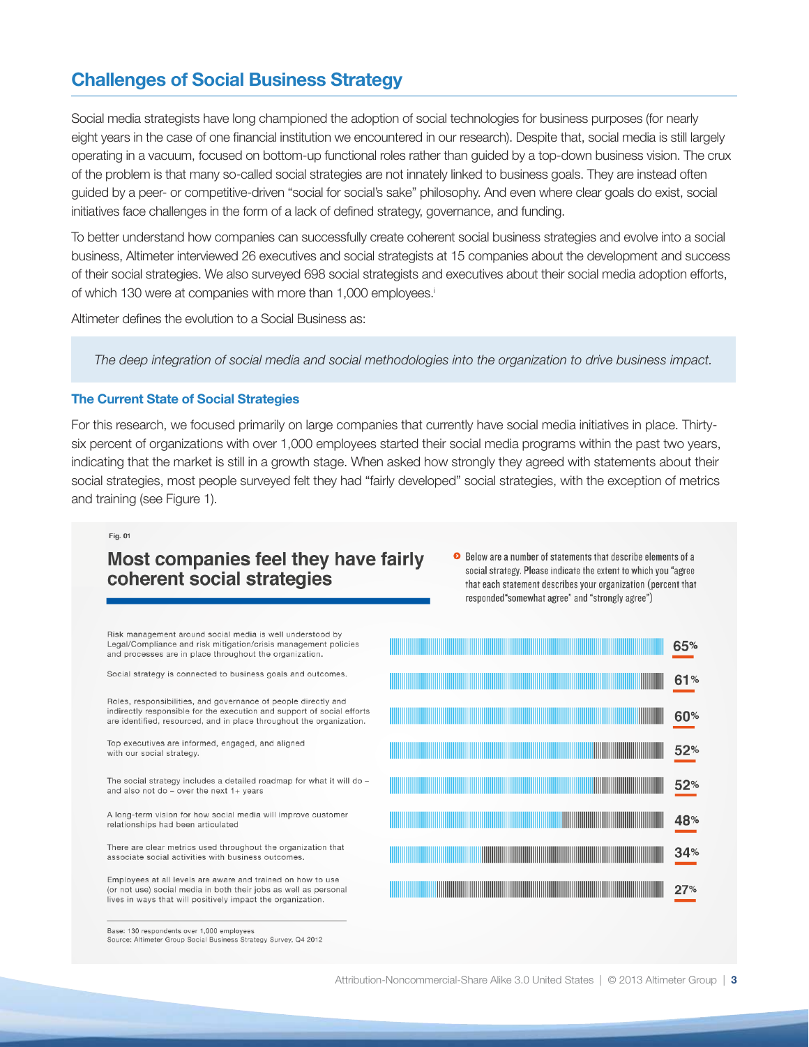## Challenges of Social Business Strategy

Social media strategists have long championed the adoption of social technologies for business purposes (for nearly eight years in the case of one financial institution we encountered in our research). Despite that, social media is still largely operating in a vacuum, focused on bottom-up functional roles rather than guided by a top-down business vision. The crux of the problem is that many so-called social strategies are not innately linked to business goals. They are instead often guided by a peer- or competitive-driven "social for social's sake" philosophy. And even where clear goals do exist, social initiatives face challenges in the form of a lack of defined strategy, governance, and funding.

To better understand how companies can successfully create coherent social business strategies and evolve into a social business, Altimeter interviewed 26 executives and social strategists at 15 companies about the development and success of their social strategies. We also surveyed 698 social strategists and executives about their social media adoption efforts, of which 130 were at companies with more than 1,000 employees.[i]

Altimeter defines the evolution to a Social Business as:

> *The deep integration of social media and social methodologies into the organization to drive business impact.*

### The Current State of Social Strategies

For this research, we focused primarily on large companies that currently have social media initiatives in place. Thirty-six percent of organizations with over 1,000 employees started their social media programs within the past two years, indicating that the market is still in a growth stage. When asked how strongly they agreed with statements about their social strategies, most people surveyed felt they had "fairly developed" social strategies, with the exception of metrics and training (see Figure 1).

Fig. 01

**Most companies feel they have fairly coherent social strategies**

Below are a number of statements that describe elements of a social strategy. Please indicate the extent to which you "agree that each statement describes your organization (percent that responded "somewhat agree" and "strongly agree")

| Statement | Percent |
|---|---|
| Risk management around social media is well understood by Legal/Compliance and risk mitigation/crisis management policies and processes are in place throughout the organization. | 65% |
| Social strategy is connected to business goals and outcomes. | 61% |
| Roles, responsibilities, and governance of people directly and indirectly responsible for the execution and support of social efforts are identified, resourced, and in place throughout the organization. | 60% |
| Top executives are informed, engaged, and aligned with our social strategy. | 52% |
| The social strategy includes a detailed roadmap for what it will do – and also not do – over the next 1+ years | 52% |
| A long-term vision for how social media will improve customer relationships had been articulated | 48% |
| There are clear metrics used throughout the organization that associate social activities with business outcomes. | 34% |
| Employees at all levels are aware and trained on how to use (or not use) social media in both their jobs as well as personal lives in ways that will positively impact the organization. | 27% |

Base: 130 respondents over 1,000 employees
Source: Altimeter Group Social Business Strategy Survey, Q4 2012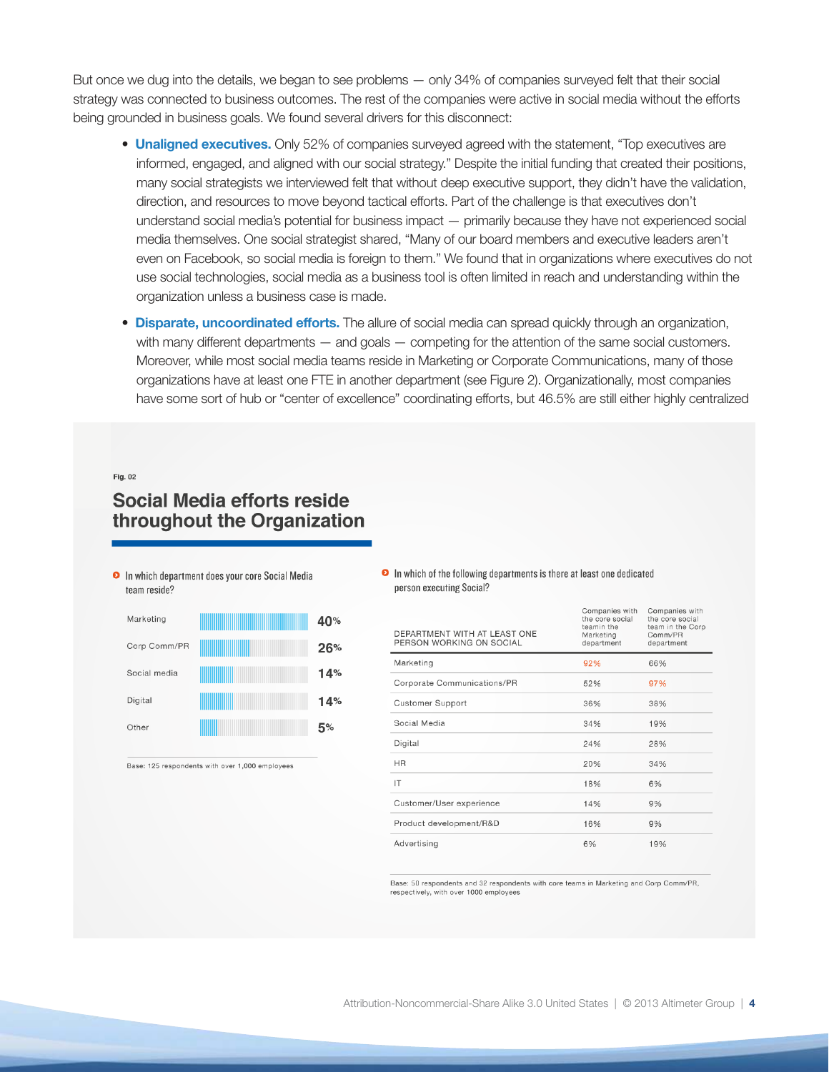But once we dug into the details, we began to see problems — only 34% of companies surveyed felt that their social strategy was connected to business outcomes. The rest of the companies were active in social media without the efforts being grounded in business goals. We found several drivers for this disconnect:

- **Unaligned executives.** Only 52% of companies surveyed agreed with the statement, "Top executives are informed, engaged, and aligned with our social strategy." Despite the initial funding that created their positions, many social strategists we interviewed felt that without deep executive support, they didn't have the validation, direction, and resources to move beyond tactical efforts. Part of the challenge is that executives don't understand social media's potential for business impact — primarily because they have not experienced social media themselves. One social strategist shared, "Many of our board members and executive leaders aren't even on Facebook, so social media is foreign to them." We found that in organizations where executives do not use social technologies, social media as a business tool is often limited in reach and understanding within the organization unless a business case is made.
- **Disparate, uncoordinated efforts.** The allure of social media can spread quickly through an organization, with many different departments — and goals — competing for the attention of the same social customers. Moreover, while most social media teams reside in Marketing or Corporate Communications, many of those organizations have at least one FTE in another department (see Figure 2). Organizationally, most companies have some sort of hub or "center of excellence" coordinating efforts, but 46.5% are still either highly centralized

Fig. 02

## Social Media efforts reside throughout the Organization

In which department does your core Social Media team reside?

| Department | % |
|---|---|
| Marketing | 40% |
| Corp Comm/PR | 26% |
| Social media | 14% |
| Digital | 14% |
| Other | 5% |

Base: 125 respondents with over 1,000 employees

In which of the following departments is there at least one dedicated person executing Social?

| DEPARTMENT WITH AT LEAST ONE PERSON WORKING ON SOCIAL | Companies with the core social teamin the Marketing department | Companies with the core social team in the Corp Comm/PR department |
|---|---|---|
| Marketing | 92% | 66% |
| Corporate Communications/PR | 52% | 97% |
| Customer Support | 36% | 38% |
| Social Media | 34% | 19% |
| Digital | 24% | 28% |
| HR | 20% | 34% |
| IT | 18% | 6% |
| Customer/User experience | 14% | 9% |
| Product development/R&D | 16% | 9% |
| Advertising | 6% | 19% |

Base: 50 respondents and 32 respondents with core teams in Marketing and Corp Comm/PR, respectively, with over 1000 employees

Attribution-Noncommercial-Share Alike 3.0 United States | © 2013 Altimeter Group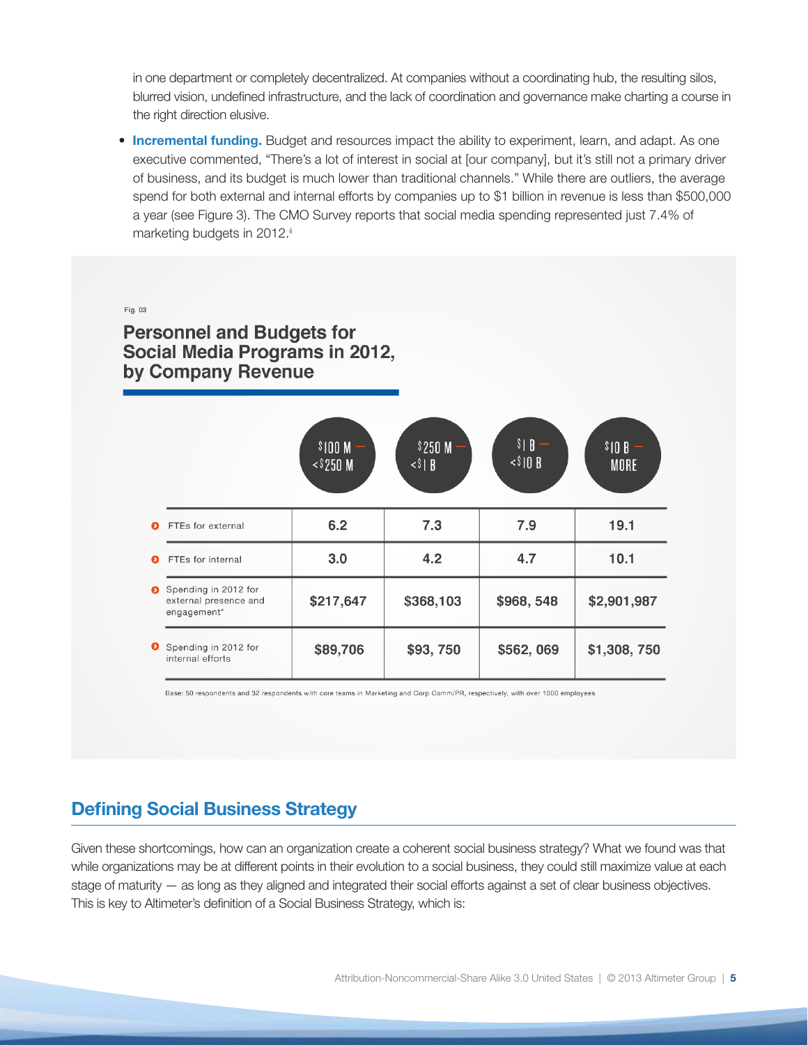in one department or completely decentralized. At companies without a coordinating hub, the resulting silos, blurred vision, undefined infrastructure, and the lack of coordination and governance make charting a course in the right direction elusive.

- **Incremental funding.** Budget and resources impact the ability to experiment, learn, and adapt. As one executive commented, "There's a lot of interest in social at [our company], but it's still not a primary driver of business, and its budget is much lower than traditional channels." While there are outliers, the average spend for both external and internal efforts by companies up to $1 billion in revenue is less than $500,000 a year (see Figure 3). The CMO Survey reports that social media spending represented just 7.4% of marketing budgets in 2012.[ii]

Fig. 03

### Personnel and Budgets for Social Media Programs in 2012, by Company Revenue

| | $100 M – <$250 M | $250 M – <$1 B | $1 B – <$10 B | $10 B – MORE |
|---|---|---|---|---|
| FTEs for external | 6.2 | 7.3 | 7.9 | 19.1 |
| FTEs for internal | 3.0 | 4.2 | 4.7 | 10.1 |
| Spending in 2012 for external presence and engagement* | $217,647 | $368,103 | $968, 548 | $2,901,987 |
| Spending in 2012 for internal efforts | $89,706 | $93, 750 | $562, 069 | $1,308, 750 |

Base: 50 respondents and 32 respondents with core teams in Marketing and Corp Comm/PR, respectively, with over 1000 employees

## Defining Social Business Strategy

Given these shortcomings, how can an organization create a coherent social business strategy? What we found was that while organizations may be at different points in their evolution to a social business, they could still maximize value at each stage of maturity — as long as they aligned and integrated their social efforts against a set of clear business objectives. This is key to Altimeter's definition of a Social Business Strategy, which is: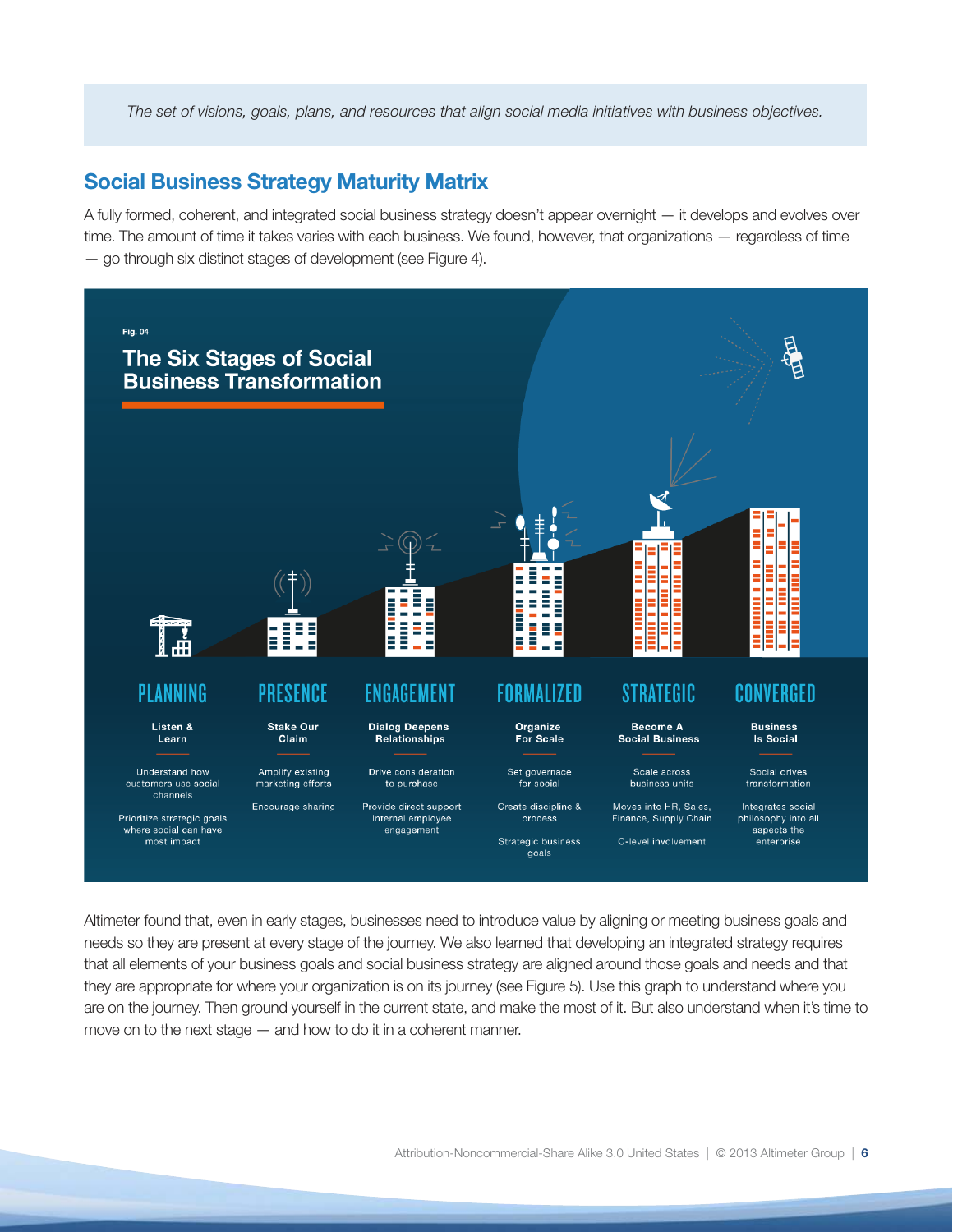*The set of visions, goals, plans, and resources that align social media initiatives with business objectives.*

## Social Business Strategy Maturity Matrix

A fully formed, coherent, and integrated social business strategy doesn't appear overnight — it develops and evolves over time. The amount of time it takes varies with each business. We found, however, that organizations — regardless of time — go through six distinct stages of development (see Figure 4).

Fig. 04

### The Six Stages of Social Business Transformation

| PLANNING | PRESENCE | ENGAGEMENT | FORMALIZED | STRATEGIC | CONVERGED |
|---|---|---|---|---|---|
| **Listen & Learn** | **Stake Our Claim** | **Dialog Deepens Relationships** | **Organize For Scale** | **Become A Social Business** | **Business Is Social** |
| Understand how customers use social channels | Amplify existing marketing efforts | Drive consideration to purchase | Set governace for social | Scale across business units | Social drives transformation |
| Prioritize strategic goals where social can have most impact | Encourage sharing | Provide direct support Internal employee engagement | Create discipline & process | Moves into HR, Sales, Finance, Supply Chain | Integrates social philosophy into all aspects the enterprise |
| | | | Strategic business goals | C-level involvement | |

Altimeter found that, even in early stages, businesses need to introduce value by aligning or meeting business goals and needs so they are present at every stage of the journey. We also learned that developing an integrated strategy requires that all elements of your business goals and social business strategy are aligned around those goals and needs and that they are appropriate for where your organization is on its journey (see Figure 5). Use this graph to understand where you are on the journey. Then ground yourself in the current state, and make the most of it. But also understand when it's time to move on to the next stage — and how to do it in a coherent manner.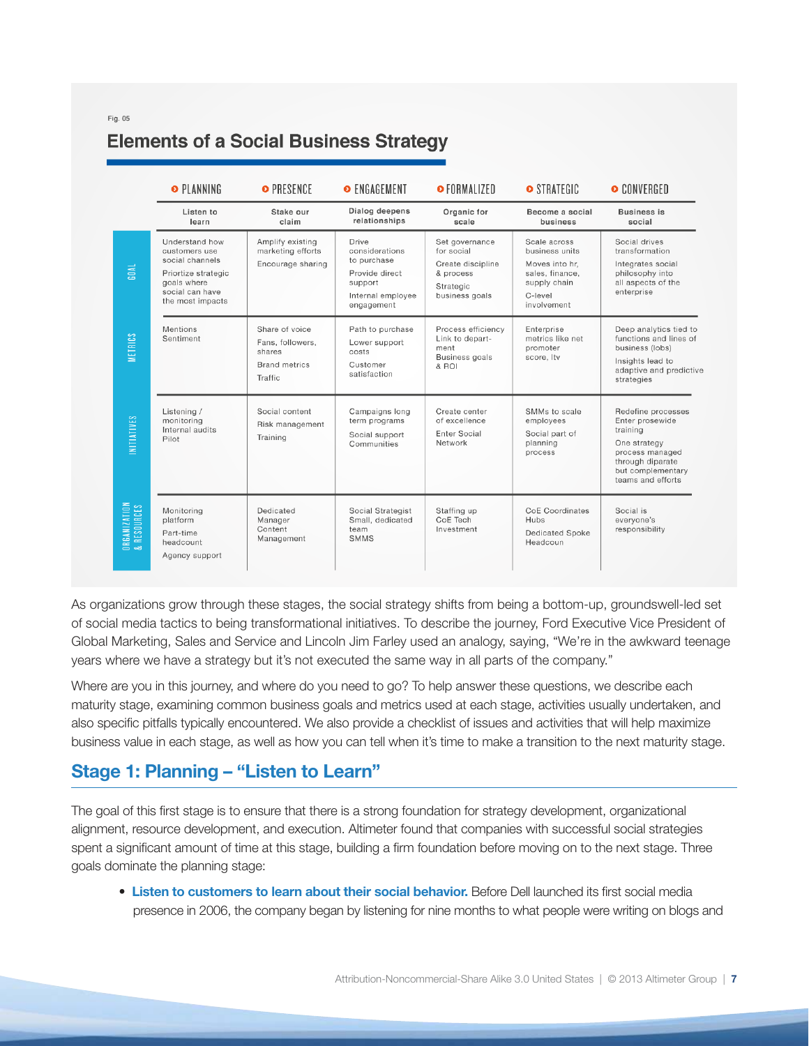Fig. 05

## Elements of a Social Business Strategy

| | PLANNING | PRESENCE | ENGAGEMENT | FORMALIZED | STRATEGIC | CONVERGED |
|---|---|---|---|---|---|---|
| | Listen to learn | Stake our claim | Dialog deepens relationships | Organic for scale | Become a social business | Business is social |
| GOAL | Understand how customers use social channels<br>Priortize strategic goals where social can have the most impacts | Amplify existing marketing efforts<br>Encourage sharing | Drive considerations to purchase<br>Provide direct support<br>Internal employee engagement | Set governance for social<br>Create discipline & process<br>Strategic business goals | Scale across business units<br>Moves into hr, sales, finance, supply chain<br>C-level involvement | Social drives transformation<br>Integrates social philosophy into all aspects of the enterprise |
| METRICS | Mentions<br>Sentiment | Share of voice<br>Fans, followers, shares<br>Brand metrics<br>Traffic | Path to purchase<br>Lower support costs<br>Customer satisfaction | Process efficiency<br>Link to department<br>Business goals & ROI | Enterprise metrics like net promoter score, ltv | Deep analytics tied to functions and lines of business (lobs)<br>Insights lead to adaptive and predictive strategies |
| INITIATIVES | Listening / monitoring<br>Internal audits<br>Pilot | Social content<br>Risk management<br>Training | Campaigns long term programs<br>Social support<br>Communities | Create center of excellence<br>Enter Social Network | SMMs to scale employees<br>Social part of planning process | Redefine processes<br>Enter prosewide training<br>One strategy process managed through diparate but complementary teams and efforts |
| ORGANIZATION & RESOURCES | Monitoring platform<br>Part-time headcount<br>Agency support | Dedicated Manager<br>Content Management | Social Strategist<br>Small, dedicated team<br>SMMS | Staffing up<br>CoE Tech<br>Investment | CoE Coordinates Hubs<br>Dedicated Spoke Headcoun | Social is everyone's responsibility |

As organizations grow through these stages, the social strategy shifts from being a bottom-up, groundswell-led set of social media tactics to being transformational initiatives. To describe the journey, Ford Executive Vice President of Global Marketing, Sales and Service and Lincoln Jim Farley used an analogy, saying, "We're in the awkward teenage years where we have a strategy but it's not executed the same way in all parts of the company."

Where are you in this journey, and where do you need to go? To help answer these questions, we describe each maturity stage, examining common business goals and metrics used at each stage, activities usually undertaken, and also specific pitfalls typically encountered. We also provide a checklist of issues and activities that will help maximize business value in each stage, as well as how you can tell when it's time to make a transition to the next maturity stage.

## Stage 1: Planning – "Listen to Learn"

The goal of this first stage is to ensure that there is a strong foundation for strategy development, organizational alignment, resource development, and execution. Altimeter found that companies with successful social strategies spent a significant amount of time at this stage, building a firm foundation before moving on to the next stage. Three goals dominate the planning stage:

- **Listen to customers to learn about their social behavior.** Before Dell launched its first social media presence in 2006, the company began by listening for nine months to what people were writing on blogs and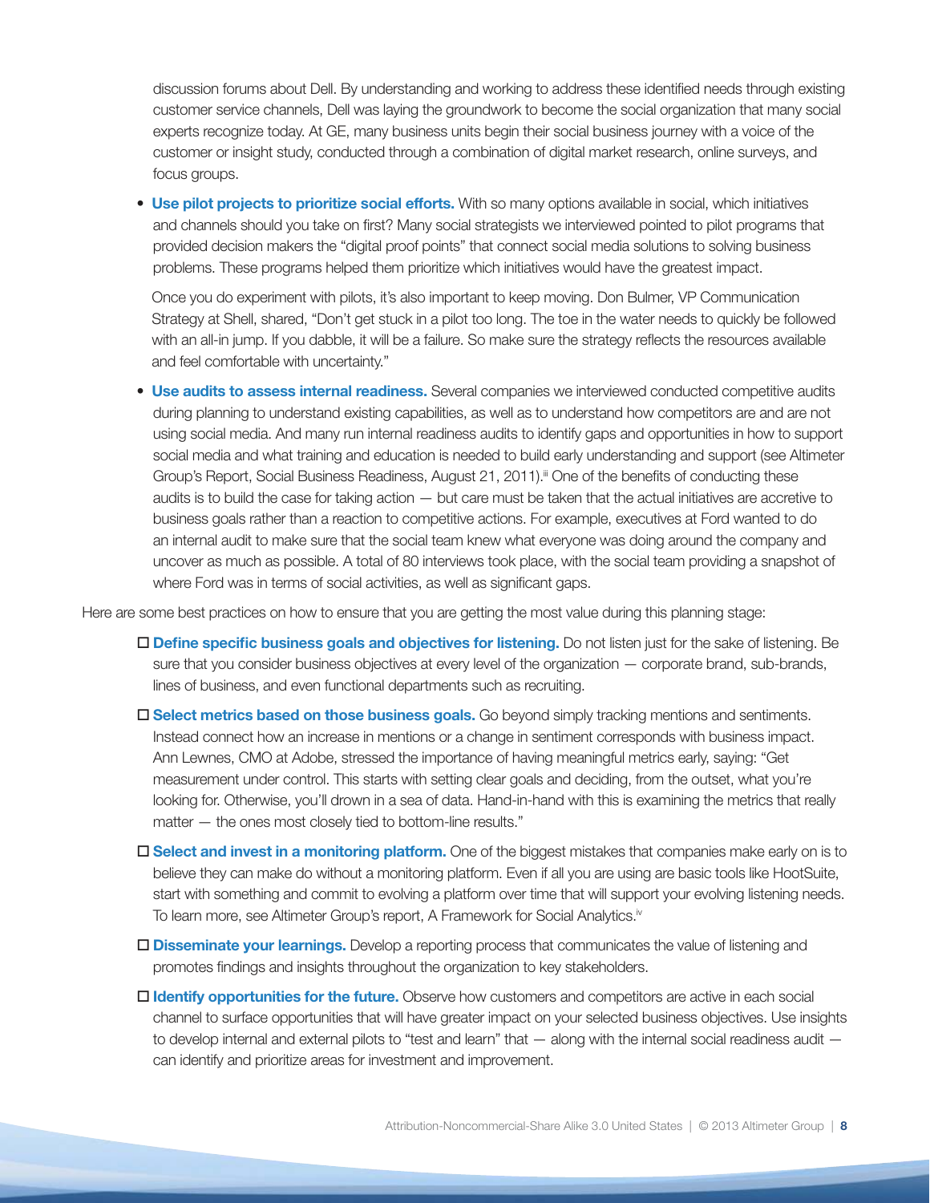discussion forums about Dell. By understanding and working to address these identified needs through existing customer service channels, Dell was laying the groundwork to become the social organization that many social experts recognize today. At GE, many business units begin their social business journey with a voice of the customer or insight study, conducted through a combination of digital market research, online surveys, and focus groups.

- **Use pilot projects to prioritize social efforts.** With so many options available in social, which initiatives and channels should you take on first? Many social strategists we interviewed pointed to pilot programs that provided decision makers the "digital proof points" that connect social media solutions to solving business problems. These programs helped them prioritize which initiatives would have the greatest impact.

  Once you do experiment with pilots, it's also important to keep moving. Don Bulmer, VP Communication Strategy at Shell, shared, "Don't get stuck in a pilot too long. The toe in the water needs to quickly be followed with an all-in jump. If you dabble, it will be a failure. So make sure the strategy reflects the resources available and feel comfortable with uncertainty."

- **Use audits to assess internal readiness.** Several companies we interviewed conducted competitive audits during planning to understand existing capabilities, as well as to understand how competitors are and are not using social media. And many run internal readiness audits to identify gaps and opportunities in how to support social media and what training and education is needed to build early understanding and support (see Altimeter Group's Report, Social Business Readiness, August 21, 2011).[iii] One of the benefits of conducting these audits is to build the case for taking action — but care must be taken that the actual initiatives are accretive to business goals rather than a reaction to competitive actions. For example, executives at Ford wanted to do an internal audit to make sure that the social team knew what everyone was doing around the company and uncover as much as possible. A total of 80 interviews took place, with the social team providing a snapshot of where Ford was in terms of social activities, as well as significant gaps.

Here are some best practices on how to ensure that you are getting the most value during this planning stage:

- ☐ **Define specific business goals and objectives for listening.** Do not listen just for the sake of listening. Be sure that you consider business objectives at every level of the organization — corporate brand, sub-brands, lines of business, and even functional departments such as recruiting.
- ☐ **Select metrics based on those business goals.** Go beyond simply tracking mentions and sentiments. Instead connect how an increase in mentions or a change in sentiment corresponds with business impact. Ann Lewnes, CMO at Adobe, stressed the importance of having meaningful metrics early, saying: "Get measurement under control. This starts with setting clear goals and deciding, from the outset, what you're looking for. Otherwise, you'll drown in a sea of data. Hand-in-hand with this is examining the metrics that really matter — the ones most closely tied to bottom-line results."
- ☐ **Select and invest in a monitoring platform.** One of the biggest mistakes that companies make early on is to believe they can make do without a monitoring platform. Even if all you are using are basic tools like HootSuite, start with something and commit to evolving a platform over time that will support your evolving listening needs. To learn more, see Altimeter Group's report, A Framework for Social Analytics.[iv]
- ☐ **Disseminate your learnings.** Develop a reporting process that communicates the value of listening and promotes findings and insights throughout the organization to key stakeholders.
- ☐ **Identify opportunities for the future.** Observe how customers and competitors are active in each social channel to surface opportunities that will have greater impact on your selected business objectives. Use insights to develop internal and external pilots to "test and learn" that — along with the internal social readiness audit — can identify and prioritize areas for investment and improvement.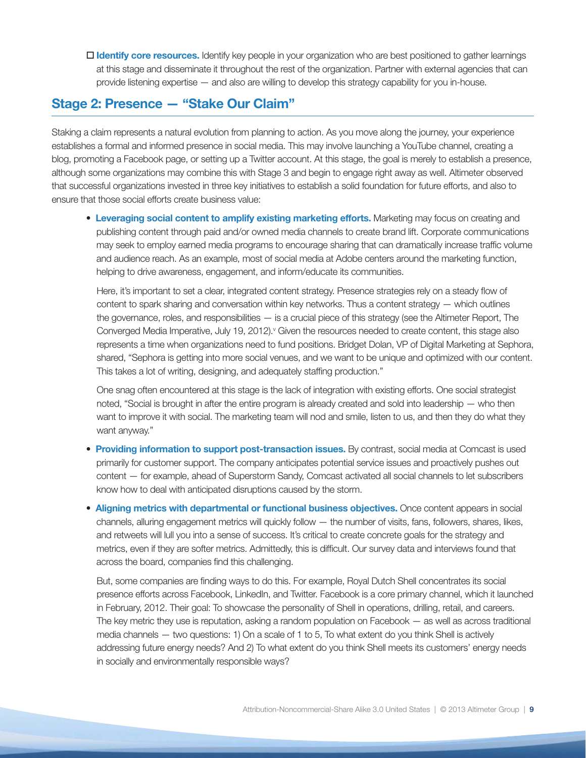- ☐ **Identify core resources.** Identify key people in your organization who are best positioned to gather learnings at this stage and disseminate it throughout the rest of the organization. Partner with external agencies that can provide listening expertise — and also are willing to develop this strategy capability for you in-house.

## Stage 2: Presence — "Stake Our Claim"

Staking a claim represents a natural evolution from planning to action. As you move along the journey, your experience establishes a formal and informed presence in social media. This may involve launching a YouTube channel, creating a blog, promoting a Facebook page, or setting up a Twitter account. At this stage, the goal is merely to establish a presence, although some organizations may combine this with Stage 3 and begin to engage right away as well. Altimeter observed that successful organizations invested in three key initiatives to establish a solid foundation for future efforts, and also to ensure that those social efforts create business value:

- **Leveraging social content to amplify existing marketing efforts.** Marketing may focus on creating and publishing content through paid and/or owned media channels to create brand lift. Corporate communications may seek to employ earned media programs to encourage sharing that can dramatically increase traffic volume and audience reach. As an example, most of social media at Adobe centers around the marketing function, helping to drive awareness, engagement, and inform/educate its communities.

  Here, it's important to set a clear, integrated content strategy. Presence strategies rely on a steady flow of content to spark sharing and conversation within key networks. Thus a content strategy — which outlines the governance, roles, and responsibilities — is a crucial piece of this strategy (see the Altimeter Report, The Converged Media Imperative, July 19, 2012).[v] Given the resources needed to create content, this stage also represents a time when organizations need to fund positions. Bridget Dolan, VP of Digital Marketing at Sephora, shared, "Sephora is getting into more social venues, and we want to be unique and optimized with our content. This takes a lot of writing, designing, and adequately staffing production."

  One snag often encountered at this stage is the lack of integration with existing efforts. One social strategist noted, "Social is brought in after the entire program is already created and sold into leadership — who then want to improve it with social. The marketing team will nod and smile, listen to us, and then they do what they want anyway."

- **Providing information to support post-transaction issues.** By contrast, social media at Comcast is used primarily for customer support. The company anticipates potential service issues and proactively pushes out content — for example, ahead of Superstorm Sandy, Comcast activated all social channels to let subscribers know how to deal with anticipated disruptions caused by the storm.

- **Aligning metrics with departmental or functional business objectives.** Once content appears in social channels, alluring engagement metrics will quickly follow — the number of visits, fans, followers, shares, likes, and retweets will lull you into a sense of success. It's critical to create concrete goals for the strategy and metrics, even if they are softer metrics. Admittedly, this is difficult. Our survey data and interviews found that across the board, companies find this challenging.

  But, some companies are finding ways to do this. For example, Royal Dutch Shell concentrates its social presence efforts across Facebook, LinkedIn, and Twitter. Facebook is a core primary channel, which it launched in February, 2012. Their goal: To showcase the personality of Shell in operations, drilling, retail, and careers. The key metric they use is reputation, asking a random population on Facebook — as well as across traditional media channels — two questions: 1) On a scale of 1 to 5, To what extent do you think Shell is actively addressing future energy needs? And 2) To what extent do you think Shell meets its customers' energy needs in socially and environmentally responsible ways?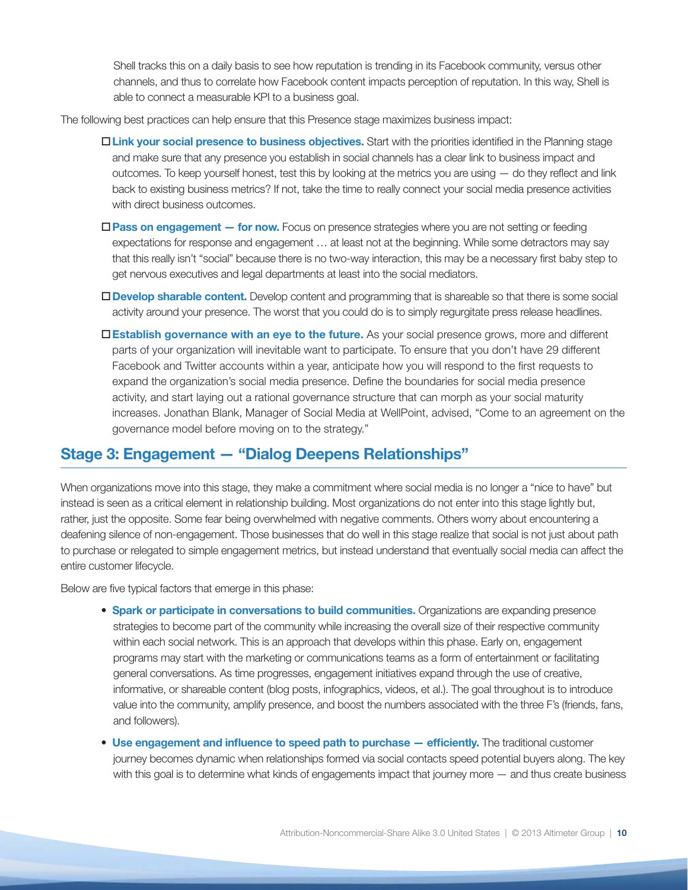Shell tracks this on a daily basis to see how reputation is trending in its Facebook community, versus other channels, and thus to correlate how Facebook content impacts perception of reputation. In this way, Shell is able to connect a measurable KPI to a business goal.

The following best practices can help ensure that this Presence stage maximizes business impact:

- ☐ **Link your social presence to business objectives.** Start with the priorities identified in the Planning stage and make sure that any presence you establish in social channels has a clear link to business impact and outcomes. To keep yourself honest, test this by looking at the metrics you are using — do they reflect and link back to existing business metrics? If not, take the time to really connect your social media presence activities with direct business outcomes.
- ☐ **Pass on engagement — for now.** Focus on presence strategies where you are not setting or feeding expectations for response and engagement … at least not at the beginning. While some detractors may say that this really isn't "social" because there is no two-way interaction, this may be a necessary first baby step to get nervous executives and legal departments at least into the social mediators.
- ☐ **Develop sharable content.** Develop content and programming that is shareable so that there is some social activity around your presence. The worst that you could do is to simply regurgitate press release headlines.
- ☐ **Establish governance with an eye to the future.** As your social presence grows, more and different parts of your organization will inevitable want to participate. To ensure that you don't have 29 different Facebook and Twitter accounts within a year, anticipate how you will respond to the first requests to expand the organization's social media presence. Define the boundaries for social media presence activity, and start laying out a rational governance structure that can morph as your social maturity increases. Jonathan Blank, Manager of Social Media at WellPoint, advised, "Come to an agreement on the governance model before moving on to the strategy."

## Stage 3: Engagement — "Dialog Deepens Relationships"

When organizations move into this stage, they make a commitment where social media is no longer a "nice to have" but instead is seen as a critical element in relationship building. Most organizations do not enter into this stage lightly but, rather, just the opposite. Some fear being overwhelmed with negative comments. Others worry about encountering a deafening silence of non-engagement. Those businesses that do well in this stage realize that social is not just about path to purchase or relegated to simple engagement metrics, but instead understand that eventually social media can affect the entire customer lifecycle.

Below are five typical factors that emerge in this phase:

- **Spark or participate in conversations to build communities.** Organizations are expanding presence strategies to become part of the community while increasing the overall size of their respective community within each social network. This is an approach that develops within this phase. Early on, engagement programs may start with the marketing or communications teams as a form of entertainment or facilitating general conversations. As time progresses, engagement initiatives expand through the use of creative, informative, or shareable content (blog posts, infographics, videos, et al.). The goal throughout is to introduce value into the community, amplify presence, and boost the numbers associated with the three F's (friends, fans, and followers).
- **Use engagement and influence to speed path to purchase — efficiently.** The traditional customer journey becomes dynamic when relationships formed via social contacts speed potential buyers along. The key with this goal is to determine what kinds of engagements impact that journey more — and thus create business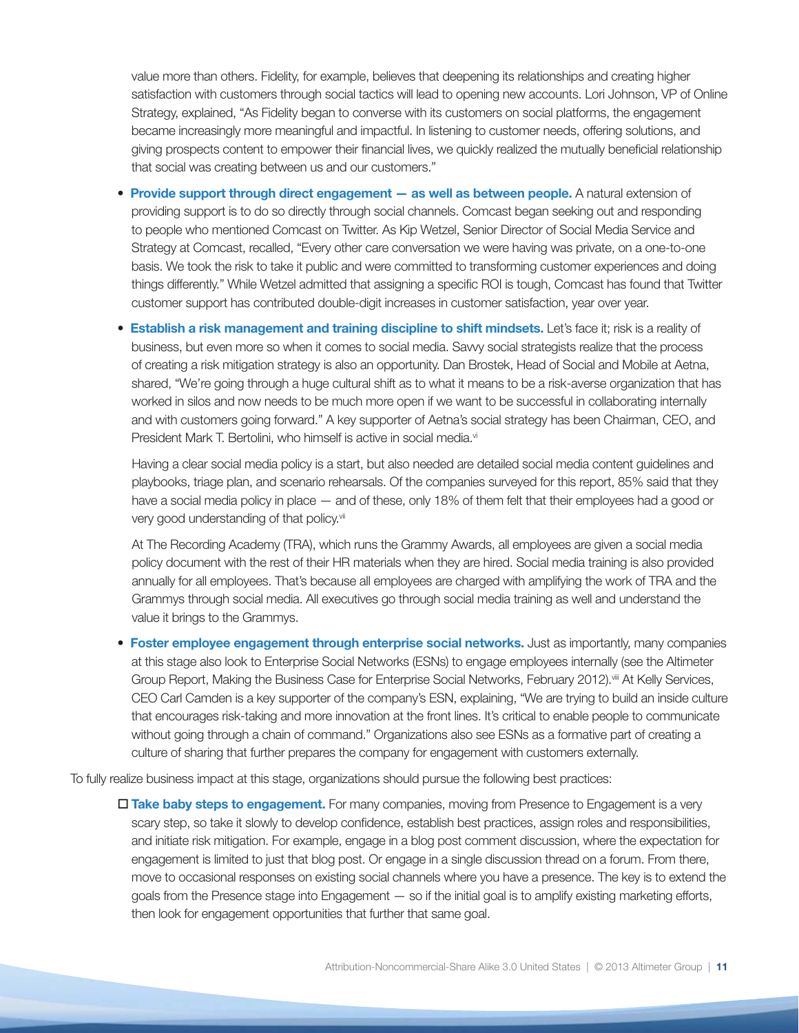value more than others. Fidelity, for example, believes that deepening its relationships and creating higher satisfaction with customers through social tactics will lead to opening new accounts. Lori Johnson, VP of Online Strategy, explained, "As Fidelity began to converse with its customers on social platforms, the engagement became increasingly more meaningful and impactful. In listening to customer needs, offering solutions, and giving prospects content to empower their financial lives, we quickly realized the mutually beneficial relationship that social was creating between us and our customers."

- **Provide support through direct engagement — as well as between people.** A natural extension of providing support is to do so directly through social channels. Comcast began seeking out and responding to people who mentioned Comcast on Twitter. As Kip Wetzel, Senior Director of Social Media Service and Strategy at Comcast, recalled, "Every other care conversation we were having was private, on a one-to-one basis. We took the risk to take it public and were committed to transforming customer experiences and doing things differently." While Wetzel admitted that assigning a specific ROI is tough, Comcast has found that Twitter customer support has contributed double-digit increases in customer satisfaction, year over year.
- **Establish a risk management and training discipline to shift mindsets.** Let's face it; risk is a reality of business, but even more so when it comes to social media. Savvy social strategists realize that the process of creating a risk mitigation strategy is also an opportunity. Dan Brostek, Head of Social and Mobile at Aetna, shared, "We're going through a huge cultural shift as to what it means to be a risk-averse organization that has worked in silos and now needs to be much more open if we want to be successful in collaborating internally and with customers going forward." A key supporter of Aetna's social strategy has been Chairman, CEO, and President Mark T. Bertolini, who himself is active in social media.[vi]

  Having a clear social media policy is a start, but also needed are detailed social media content guidelines and playbooks, triage plan, and scenario rehearsals. Of the companies surveyed for this report, 85% said that they have a social media policy in place — and of these, only 18% of them felt that their employees had a good or very good understanding of that policy.[vii]

  At The Recording Academy (TRA), which runs the Grammy Awards, all employees are given a social media policy document with the rest of their HR materials when they are hired. Social media training is also provided annually for all employees. That's because all employees are charged with amplifying the work of TRA and the Grammys through social media. All executives go through social media training as well and understand the value it brings to the Grammys.
- **Foster employee engagement through enterprise social networks.** Just as importantly, many companies at this stage also look to Enterprise Social Networks (ESNs) to engage employees internally (see the Altimeter Group Report, Making the Business Case for Enterprise Social Networks, February 2012).[viii] At Kelly Services, CEO Carl Camden is a key supporter of the company's ESN, explaining, "We are trying to build an inside culture that encourages risk-taking and more innovation at the front lines. It's critical to enable people to communicate without going through a chain of command." Organizations also see ESNs as a formative part of creating a culture of sharing that further prepares the company for engagement with customers externally.

To fully realize business impact at this stage, organizations should pursue the following best practices:

- [ ] **Take baby steps to engagement.** For many companies, moving from Presence to Engagement is a very scary step, so take it slowly to develop confidence, establish best practices, assign roles and responsibilities, and initiate risk mitigation. For example, engage in a blog post comment discussion, where the expectation for engagement is limited to just that blog post. Or engage in a single discussion thread on a forum. From there, move to occasional responses on existing social channels where you have a presence. The key is to extend the goals from the Presence stage into Engagement — so if the initial goal is to amplify existing marketing efforts, then look for engagement opportunities that further that same goal.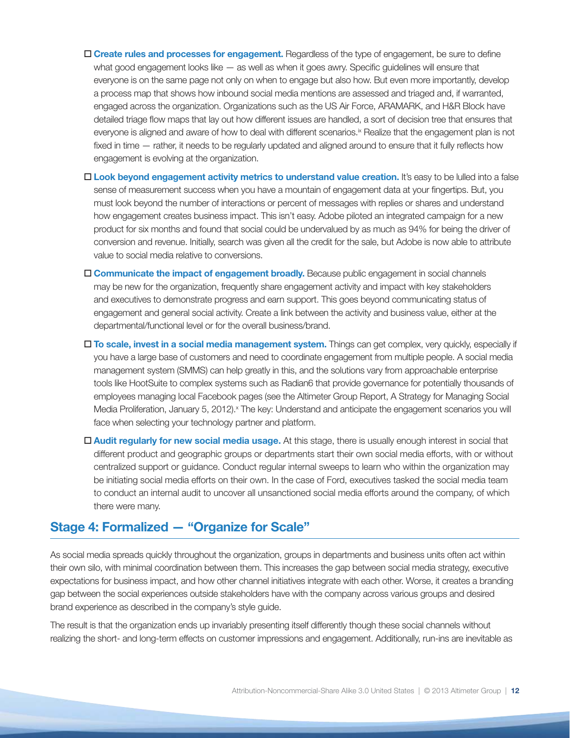- ☐ **Create rules and processes for engagement.** Regardless of the type of engagement, be sure to define what good engagement looks like — as well as when it goes awry. Specific guidelines will ensure that everyone is on the same page not only on when to engage but also how. But even more importantly, develop a process map that shows how inbound social media mentions are assessed and triaged and, if warranted, engaged across the organization. Organizations such as the US Air Force, ARAMARK, and H&R Block have detailed triage flow maps that lay out how different issues are handled, a sort of decision tree that ensures that everyone is aligned and aware of how to deal with different scenarios.[ix] Realize that the engagement plan is not fixed in time — rather, it needs to be regularly updated and aligned around to ensure that it fully reflects how engagement is evolving at the organization.
- ☐ **Look beyond engagement activity metrics to understand value creation.** It's easy to be lulled into a false sense of measurement success when you have a mountain of engagement data at your fingertips. But, you must look beyond the number of interactions or percent of messages with replies or shares and understand how engagement creates business impact. This isn't easy. Adobe piloted an integrated campaign for a new product for six months and found that social could be undervalued by as much as 94% for being the driver of conversion and revenue. Initially, search was given all the credit for the sale, but Adobe is now able to attribute value to social media relative to conversions.
- ☐ **Communicate the impact of engagement broadly.** Because public engagement in social channels may be new for the organization, frequently share engagement activity and impact with key stakeholders and executives to demonstrate progress and earn support. This goes beyond communicating status of engagement and general social activity. Create a link between the activity and business value, either at the departmental/functional level or for the overall business/brand.
- ☐ **To scale, invest in a social media management system.** Things can get complex, very quickly, especially if you have a large base of customers and need to coordinate engagement from multiple people. A social media management system (SMMS) can help greatly in this, and the solutions vary from approachable enterprise tools like HootSuite to complex systems such as Radian6 that provide governance for potentially thousands of employees managing local Facebook pages (see the Altimeter Group Report, A Strategy for Managing Social Media Proliferation, January 5, 2012).[x] The key: Understand and anticipate the engagement scenarios you will face when selecting your technology partner and platform.
- ☐ **Audit regularly for new social media usage.** At this stage, there is usually enough interest in social that different product and geographic groups or departments start their own social media efforts, with or without centralized support or guidance. Conduct regular internal sweeps to learn who within the organization may be initiating social media efforts on their own. In the case of Ford, executives tasked the social media team to conduct an internal audit to uncover all unsanctioned social media efforts around the company, of which there were many.

## Stage 4: Formalized — "Organize for Scale"

As social media spreads quickly throughout the organization, groups in departments and business units often act within their own silo, with minimal coordination between them. This increases the gap between social media strategy, executive expectations for business impact, and how other channel initiatives integrate with each other. Worse, it creates a branding gap between the social experiences outside stakeholders have with the company across various groups and desired brand experience as described in the company's style guide.

The result is that the organization ends up invariably presenting itself differently though these social channels without realizing the short- and long-term effects on customer impressions and engagement. Additionally, run-ins are inevitable as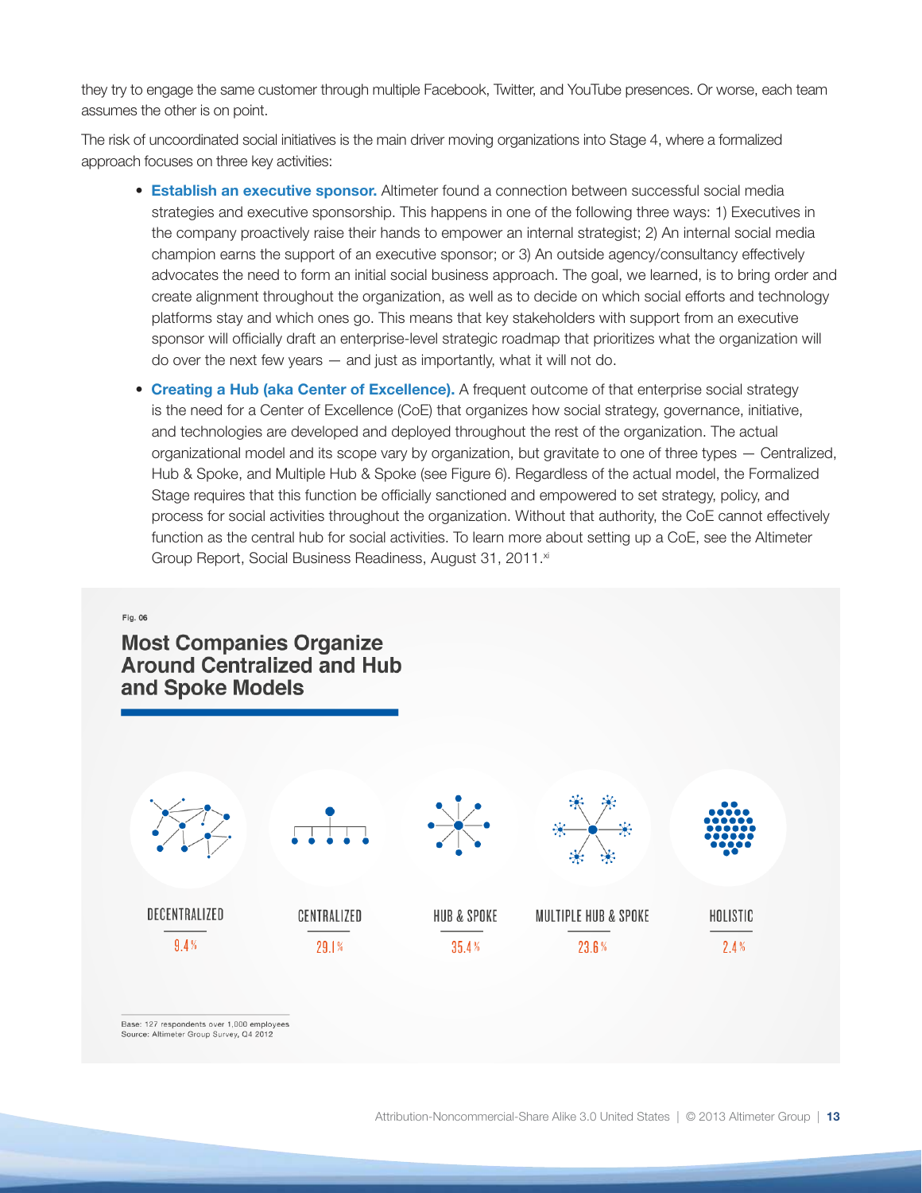they try to engage the same customer through multiple Facebook, Twitter, and YouTube presences. Or worse, each team assumes the other is on point.

The risk of uncoordinated social initiatives is the main driver moving organizations into Stage 4, where a formalized approach focuses on three key activities:

- **Establish an executive sponsor.** Altimeter found a connection between successful social media strategies and executive sponsorship. This happens in one of the following three ways: 1) Executives in the company proactively raise their hands to empower an internal strategist; 2) An internal social media champion earns the support of an executive sponsor; or 3) An outside agency/consultancy effectively advocates the need to form an initial social business approach. The goal, we learned, is to bring order and create alignment throughout the organization, as well as to decide on which social efforts and technology platforms stay and which ones go. This means that key stakeholders with support from an executive sponsor will officially draft an enterprise-level strategic roadmap that prioritizes what the organization will do over the next few years — and just as importantly, what it will not do.
- **Creating a Hub (aka Center of Excellence).** A frequent outcome of that enterprise social strategy is the need for a Center of Excellence (CoE) that organizes how social strategy, governance, initiative, and technologies are developed and deployed throughout the rest of the organization. The actual organizational model and its scope vary by organization, but gravitate to one of three types — Centralized, Hub & Spoke, and Multiple Hub & Spoke (see Figure 6). Regardless of the actual model, the Formalized Stage requires that this function be officially sanctioned and empowered to set strategy, policy, and process for social activities throughout the organization. Without that authority, the CoE cannot effectively function as the central hub for social activities. To learn more about setting up a CoE, see the Altimeter Group Report, Social Business Readiness, August 31, 2011.[xi]

Fig. 06

**Most Companies Organize Around Centralized and Hub and Spoke Models**

| DECENTRALIZED | CENTRALIZED | HUB & SPOKE | MULTIPLE HUB & SPOKE | HOLISTIC |
|---|---|---|---|---|
| 9.4% | 29.1% | 35.4% | 23.6% | 2.4% |

Base: 127 respondents over 1,000 employees
Source: Altimeter Group Survey, Q4 2012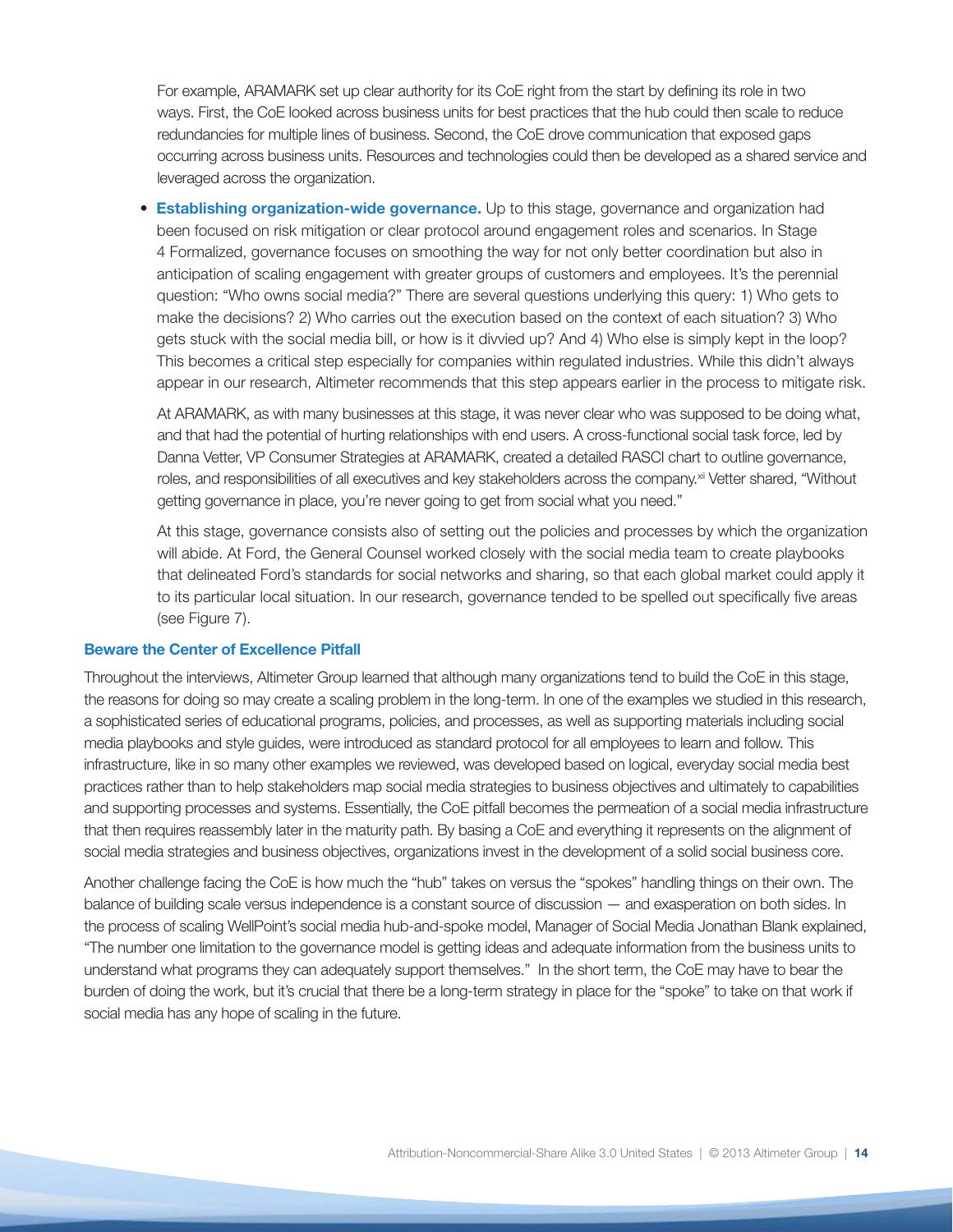For example, ARAMARK set up clear authority for its CoE right from the start by defining its role in two ways. First, the CoE looked across business units for best practices that the hub could then scale to reduce redundancies for multiple lines of business. Second, the CoE drove communication that exposed gaps occurring across business units. Resources and technologies could then be developed as a shared service and leveraged across the organization.

- **Establishing organization-wide governance.** Up to this stage, governance and organization had been focused on risk mitigation or clear protocol around engagement roles and scenarios. In Stage 4 Formalized, governance focuses on smoothing the way for not only better coordination but also in anticipation of scaling engagement with greater groups of customers and employees. It's the perennial question: "Who owns social media?" There are several questions underlying this query: 1) Who gets to make the decisions? 2) Who carries out the execution based on the context of each situation? 3) Who gets stuck with the social media bill, or how is it divvied up? And 4) Who else is simply kept in the loop? This becomes a critical step especially for companies within regulated industries. While this didn't always appear in our research, Altimeter recommends that this step appears earlier in the process to mitigate risk.

  At ARAMARK, as with many businesses at this stage, it was never clear who was supposed to be doing what, and that had the potential of hurting relationships with end users. A cross-functional social task force, led by Danna Vetter, VP Consumer Strategies at ARAMARK, created a detailed RASCI chart to outline governance, roles, and responsibilities of all executives and key stakeholders across the company.[xii] Vetter shared, "Without getting governance in place, you're never going to get from social what you need."

  At this stage, governance consists also of setting out the policies and processes by which the organization will abide. At Ford, the General Counsel worked closely with the social media team to create playbooks that delineated Ford's standards for social networks and sharing, so that each global market could apply it to its particular local situation. In our research, governance tended to be spelled out specifically five areas (see Figure 7).

### Beware the Center of Excellence Pitfall

Throughout the interviews, Altimeter Group learned that although many organizations tend to build the CoE in this stage, the reasons for doing so may create a scaling problem in the long-term. In one of the examples we studied in this research, a sophisticated series of educational programs, policies, and processes, as well as supporting materials including social media playbooks and style guides, were introduced as standard protocol for all employees to learn and follow. This infrastructure, like in so many other examples we reviewed, was developed based on logical, everyday social media best practices rather than to help stakeholders map social media strategies to business objectives and ultimately to capabilities and supporting processes and systems. Essentially, the CoE pitfall becomes the permeation of a social media infrastructure that then requires reassembly later in the maturity path. By basing a CoE and everything it represents on the alignment of social media strategies and business objectives, organizations invest in the development of a solid social business core.

Another challenge facing the CoE is how much the "hub" takes on versus the "spokes" handling things on their own. The balance of building scale versus independence is a constant source of discussion — and exasperation on both sides. In the process of scaling WellPoint's social media hub-and-spoke model, Manager of Social Media Jonathan Blank explained, "The number one limitation to the governance model is getting ideas and adequate information from the business units to understand what programs they can adequately support themselves." In the short term, the CoE may have to bear the burden of doing the work, but it's crucial that there be a long-term strategy in place for the "spoke" to take on that work if social media has any hope of scaling in the future.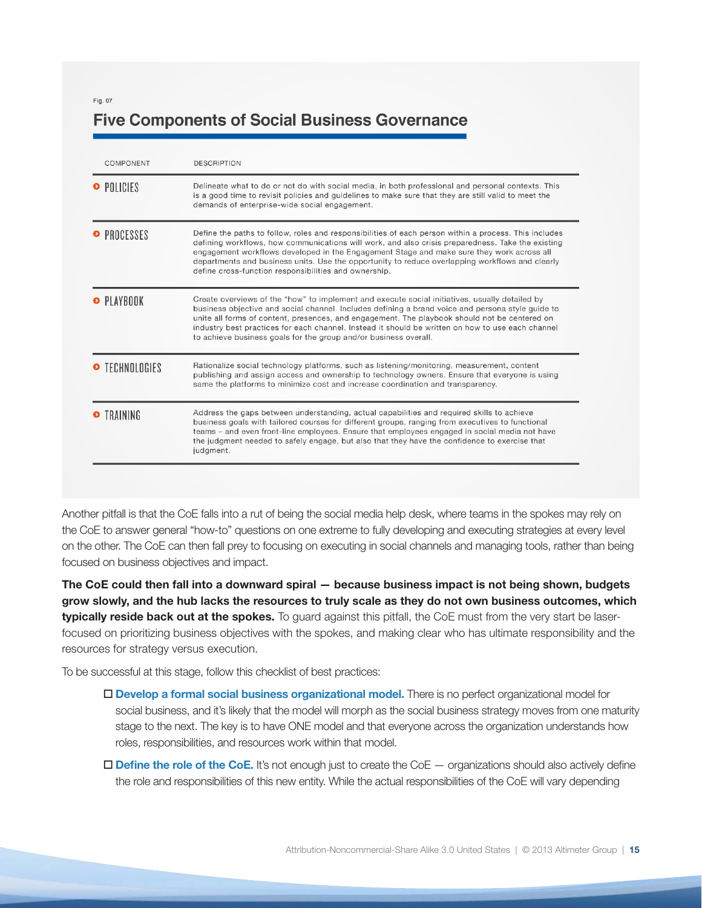Fig. 07

## Five Components of Social Business Governance

| COMPONENT | DESCRIPTION |
|---|---|
| POLICIES | Delineate what to do or not do with social media, in both professional and personal contexts. This is a good time to revisit policies and guidelines to make sure that they are still valid to meet the demands of enterprise-wide social engagement. |
| PROCESSES | Define the paths to follow, roles and responsibilities of each person within a process. This includes defining workflows, how communications will work, and also crisis preparedness. Take the existing engagement workflows developed in the Engagement Stage and make sure they work across all departments and business units. Use the opportunity to reduce overlapping workflows and clearly define cross-function responsibilities and ownership. |
| PLAYBOOK | Create overviews of the "how" to implement and execute social initiatives, usually detailed by business objective and social channel. Includes defining a brand voice and persona style guide to unite all forms of content, presences, and engagement. The playbook should not be centered on industry best practices for each channel. Instead it should be written on how to use each channel to achieve business goals for the group and/or business overall. |
| TECHNOLOGIES | Rationalize social technology platforms, such as listening/monitoring, measurement, content publishing and assign access and ownership to technology owners. Ensure that everyone is using same the platforms to minimize cost and increase coordination and transparency. |
| TRAINING | Address the gaps between understanding, actual capabilities and required skills to achieve business goals with tailored courses for different groups, ranging from executives to functional teams – and even front-line employees. Ensure that employees engaged in social media not have the judgment needed to safely engage, but also that they have the confidence to exercise that judgment. |

Another pitfall is that the CoE falls into a rut of being the social media help desk, where teams in the spokes may rely on the CoE to answer general "how-to" questions on one extreme to fully developing and executing strategies at every level on the other. The CoE can then fall prey to focusing on executing in social channels and managing tools, rather than being focused on business objectives and impact.

**The CoE could then fall into a downward spiral — because business impact is not being shown, budgets grow slowly, and the hub lacks the resources to truly scale as they do not own business outcomes, which typically reside back out at the spokes.** To guard against this pitfall, the CoE must from the very start be laser-focused on prioritizing business objectives with the spokes, and making clear who has ultimate responsibility and the resources for strategy versus execution.

To be successful at this stage, follow this checklist of best practices:

- ☐ **Develop a formal social business organizational model.** There is no perfect organizational model for social business, and it's likely that the model will morph as the social business strategy moves from one maturity stage to the next. The key is to have ONE model and that everyone across the organization understands how roles, responsibilities, and resources work within that model.
- ☐ **Define the role of the CoE.** It's not enough just to create the CoE — organizations should also actively define the role and responsibilities of this new entity. While the actual responsibilities of the CoE will vary depending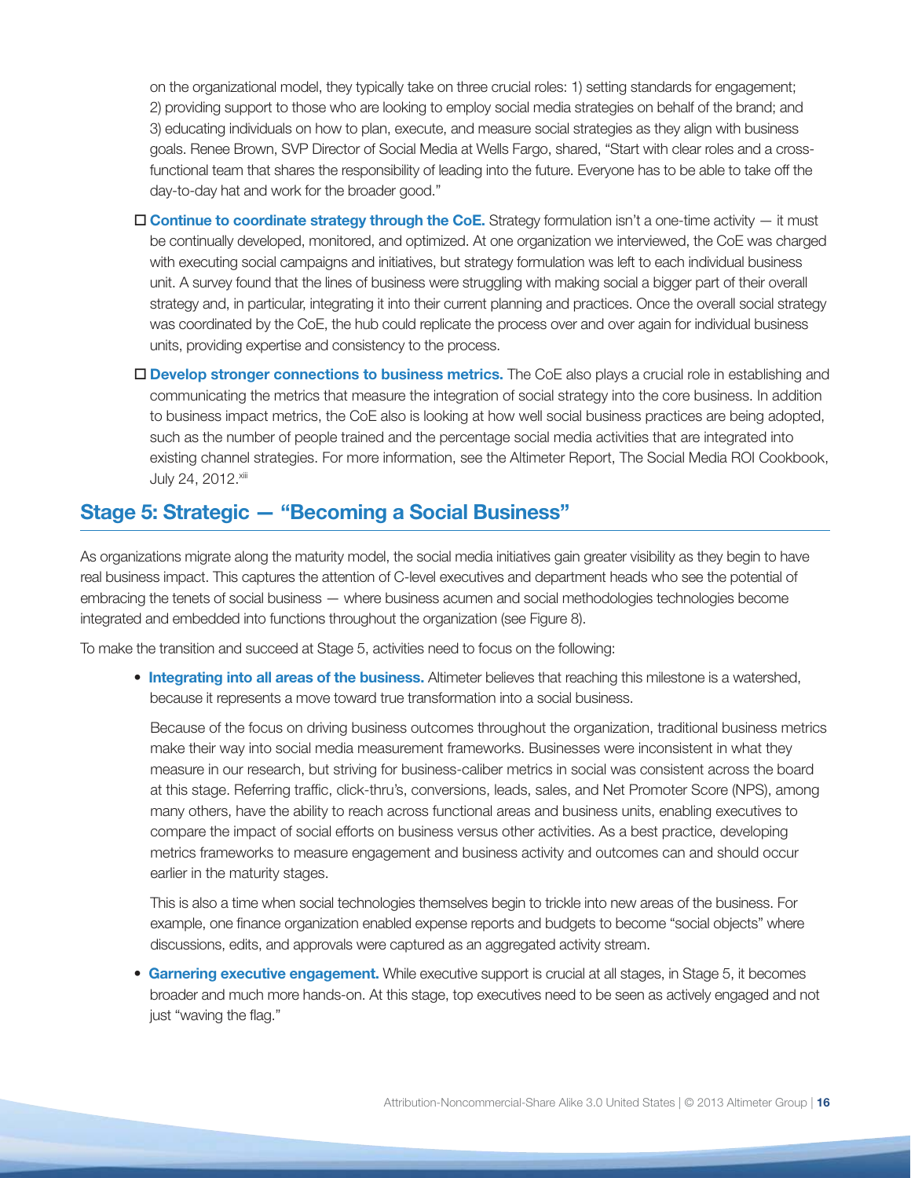on the organizational model, they typically take on three crucial roles: 1) setting standards for engagement; 2) providing support to those who are looking to employ social media strategies on behalf of the brand; and 3) educating individuals on how to plan, execute, and measure social strategies as they align with business goals. Renee Brown, SVP Director of Social Media at Wells Fargo, shared, "Start with clear roles and a cross-functional team that shares the responsibility of leading into the future. Everyone has to be able to take off the day-to-day hat and work for the broader good."

- ☐ **Continue to coordinate strategy through the CoE.** Strategy formulation isn't a one-time activity — it must be continually developed, monitored, and optimized. At one organization we interviewed, the CoE was charged with executing social campaigns and initiatives, but strategy formulation was left to each individual business unit. A survey found that the lines of business were struggling with making social a bigger part of their overall strategy and, in particular, integrating it into their current planning and practices. Once the overall social strategy was coordinated by the CoE, the hub could replicate the process over and over again for individual business units, providing expertise and consistency to the process.

- ☐ **Develop stronger connections to business metrics.** The CoE also plays a crucial role in establishing and communicating the metrics that measure the integration of social strategy into the core business. In addition to business impact metrics, the CoE also is looking at how well social business practices are being adopted, such as the number of people trained and the percentage social media activities that are integrated into existing channel strategies. For more information, see the Altimeter Report, The Social Media ROI Cookbook, July 24, 2012.[xiii]

## Stage 5: Strategic — "Becoming a Social Business"

As organizations migrate along the maturity model, the social media initiatives gain greater visibility as they begin to have real business impact. This captures the attention of C-level executives and department heads who see the potential of embracing the tenets of social business — where business acumen and social methodologies technologies become integrated and embedded into functions throughout the organization (see Figure 8).

To make the transition and succeed at Stage 5, activities need to focus on the following:

- **Integrating into all areas of the business.** Altimeter believes that reaching this milestone is a watershed, because it represents a move toward true transformation into a social business.

  Because of the focus on driving business outcomes throughout the organization, traditional business metrics make their way into social media measurement frameworks. Businesses were inconsistent in what they measure in our research, but striving for business-caliber metrics in social was consistent across the board at this stage. Referring traffic, click-thru's, conversions, leads, sales, and Net Promoter Score (NPS), among many others, have the ability to reach across functional areas and business units, enabling executives to compare the impact of social efforts on business versus other activities. As a best practice, developing metrics frameworks to measure engagement and business activity and outcomes can and should occur earlier in the maturity stages.

  This is also a time when social technologies themselves begin to trickle into new areas of the business. For example, one finance organization enabled expense reports and budgets to become "social objects" where discussions, edits, and approvals were captured as an aggregated activity stream.

- **Garnering executive engagement.** While executive support is crucial at all stages, in Stage 5, it becomes broader and much more hands-on. At this stage, top executives need to be seen as actively engaged and not just "waving the flag."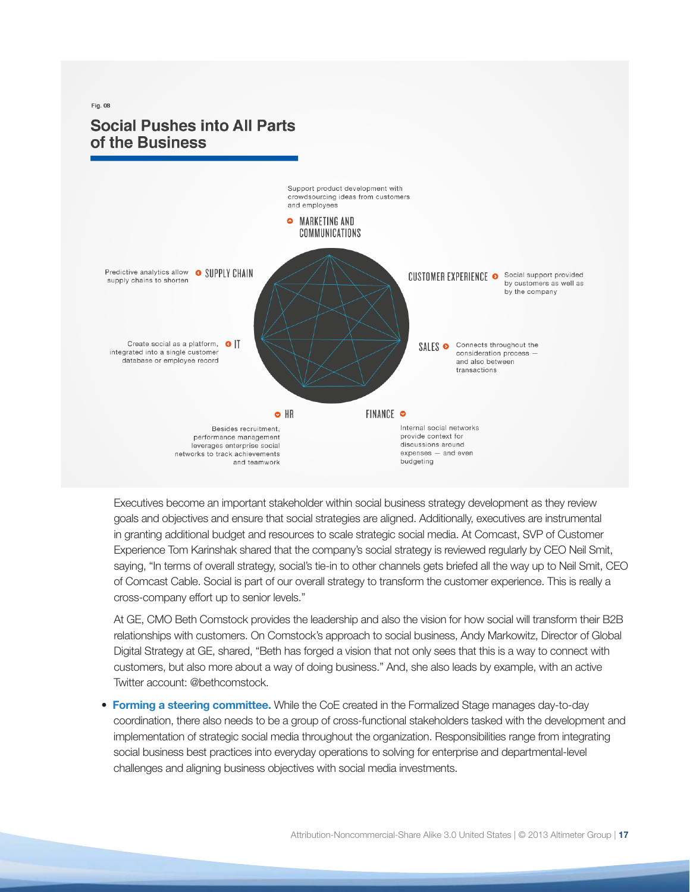Fig. 08

## Social Pushes into All Parts of the Business

**MARKETING AND COMMUNICATIONS** — Support product development with crowdsourcing ideas from customers and employees

**CUSTOMER EXPERIENCE** — Social support provided by customers as well as by the company

**SALES** — Connects throughout the consideration process — and also between transactions

**FINANCE** — Internal social networks provide context for discussions around expenses — and even budgeting

**HR** — Besides recruitment, performance management leverages enterprise social networks to track achievements and teamwork

**IT** — Create social as a platform, integrated into a single customer database or employee record

**SUPPLY CHAIN** — Predictive analytics allow supply chains to shorten

Executives become an important stakeholder within social business strategy development as they review goals and objectives and ensure that social strategies are aligned. Additionally, executives are instrumental in granting additional budget and resources to scale strategic social media. At Comcast, SVP of Customer Experience Tom Karinshak shared that the company's social strategy is reviewed regularly by CEO Neil Smit, saying, "In terms of overall strategy, social's tie-in to other channels gets briefed all the way up to Neil Smit, CEO of Comcast Cable. Social is part of our overall strategy to transform the customer experience. This is really a cross-company effort up to senior levels."

At GE, CMO Beth Comstock provides the leadership and also the vision for how social will transform their B2B relationships with customers. On Comstock's approach to social business, Andy Markowitz, Director of Global Digital Strategy at GE, shared, "Beth has forged a vision that not only sees that this is a way to connect with customers, but also more about a way of doing business." And, she also leads by example, with an active Twitter account: @bethcomstock.

- **Forming a steering committee.** While the CoE created in the Formalized Stage manages day-to-day coordination, there also needs to be a group of cross-functional stakeholders tasked with the development and implementation of strategic social media throughout the organization. Responsibilities range from integrating social business best practices into everyday operations to solving for enterprise and departmental-level challenges and aligning business objectives with social media investments.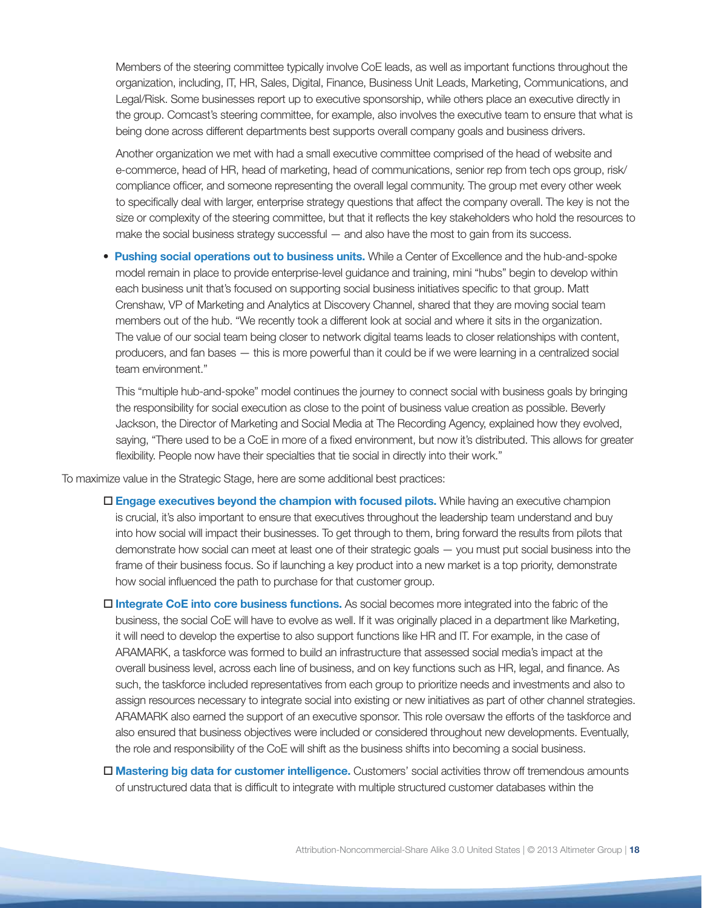Members of the steering committee typically involve CoE leads, as well as important functions throughout the organization, including, IT, HR, Sales, Digital, Finance, Business Unit Leads, Marketing, Communications, and Legal/Risk. Some businesses report up to executive sponsorship, while others place an executive directly in the group. Comcast's steering committee, for example, also involves the executive team to ensure that what is being done across different departments best supports overall company goals and business drivers.

Another organization we met with had a small executive committee comprised of the head of website and e-commerce, head of HR, head of marketing, head of communications, senior rep from tech ops group, risk/compliance officer, and someone representing the overall legal community. The group met every other week to specifically deal with larger, enterprise strategy questions that affect the company overall. The key is not the size or complexity of the steering committee, but that it reflects the key stakeholders who hold the resources to make the social business strategy successful — and also have the most to gain from its success.

- **Pushing social operations out to business units.** While a Center of Excellence and the hub-and-spoke model remain in place to provide enterprise-level guidance and training, mini "hubs" begin to develop within each business unit that's focused on supporting social business initiatives specific to that group. Matt Crenshaw, VP of Marketing and Analytics at Discovery Channel, shared that they are moving social team members out of the hub. "We recently took a different look at social and where it sits in the organization. The value of our social team being closer to network digital teams leads to closer relationships with content, producers, and fan bases — this is more powerful than it could be if we were learning in a centralized social team environment."

  This "multiple hub-and-spoke" model continues the journey to connect social with business goals by bringing the responsibility for social execution as close to the point of business value creation as possible. Beverly Jackson, the Director of Marketing and Social Media at The Recording Agency, explained how they evolved, saying, "There used to be a CoE in more of a fixed environment, but now it's distributed. This allows for greater flexibility. People now have their specialties that tie social in directly into their work."

To maximize value in the Strategic Stage, here are some additional best practices:

- ☐ **Engage executives beyond the champion with focused pilots.** While having an executive champion is crucial, it's also important to ensure that executives throughout the leadership team understand and buy into how social will impact their businesses. To get through to them, bring forward the results from pilots that demonstrate how social can meet at least one of their strategic goals — you must put social business into the frame of their business focus. So if launching a key product into a new market is a top priority, demonstrate how social influenced the path to purchase for that customer group.
- ☐ **Integrate CoE into core business functions.** As social becomes more integrated into the fabric of the business, the social CoE will have to evolve as well. If it was originally placed in a department like Marketing, it will need to develop the expertise to also support functions like HR and IT. For example, in the case of ARAMARK, a taskforce was formed to build an infrastructure that assessed social media's impact at the overall business level, across each line of business, and on key functions such as HR, legal, and finance. As such, the taskforce included representatives from each group to prioritize needs and investments and also to assign resources necessary to integrate social into existing or new initiatives as part of other channel strategies. ARAMARK also earned the support of an executive sponsor. This role oversaw the efforts of the taskforce and also ensured that business objectives were included or considered throughout new developments. Eventually, the role and responsibility of the CoE will shift as the business shifts into becoming a social business.
- ☐ **Mastering big data for customer intelligence.** Customers' social activities throw off tremendous amounts of unstructured data that is difficult to integrate with multiple structured customer databases within the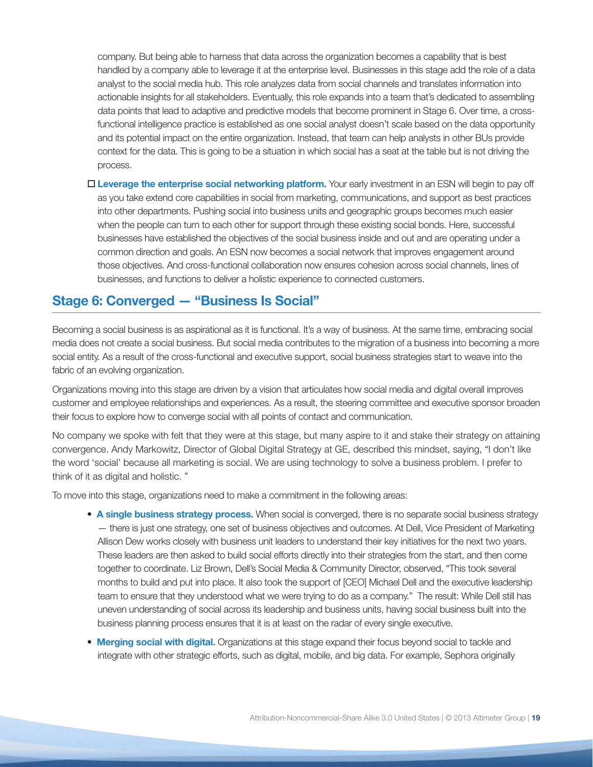company. But being able to harness that data across the organization becomes a capability that is best handled by a company able to leverage it at the enterprise level. Businesses in this stage add the role of a data analyst to the social media hub. This role analyzes data from social channels and translates information into actionable insights for all stakeholders. Eventually, this role expands into a team that's dedicated to assembling data points that lead to adaptive and predictive models that become prominent in Stage 6. Over time, a cross-functional intelligence practice is established as one social analyst doesn't scale based on the data opportunity and its potential impact on the entire organization. Instead, that team can help analysts in other BUs provide context for the data. This is going to be a situation in which social has a seat at the table but is not driving the process.

- ☐ **Leverage the enterprise social networking platform.** Your early investment in an ESN will begin to pay off as you take extend core capabilities in social from marketing, communications, and support as best practices into other departments. Pushing social into business units and geographic groups becomes much easier when the people can turn to each other for support through these existing social bonds. Here, successful businesses have established the objectives of the social business inside and out and are operating under a common direction and goals. An ESN now becomes a social network that improves engagement around those objectives. And cross-functional collaboration now ensures cohesion across social channels, lines of businesses, and functions to deliver a holistic experience to connected customers.

## Stage 6: Converged — "Business Is Social"

Becoming a social business is as aspirational as it is functional. It's a way of business. At the same time, embracing social media does not create a social business. But social media contributes to the migration of a business into becoming a more social entity. As a result of the cross-functional and executive support, social business strategies start to weave into the fabric of an evolving organization.

Organizations moving into this stage are driven by a vision that articulates how social media and digital overall improves customer and employee relationships and experiences. As a result, the steering committee and executive sponsor broaden their focus to explore how to converge social with all points of contact and communication.

No company we spoke with felt that they were at this stage, but many aspire to it and stake their strategy on attaining convergence. Andy Markowitz, Director of Global Digital Strategy at GE, described this mindset, saying, "I don't like the word 'social' because all marketing is social. We are using technology to solve a business problem. I prefer to think of it as digital and holistic. "

To move into this stage, organizations need to make a commitment in the following areas:

- **A single business strategy process.** When social is converged, there is no separate social business strategy — there is just one strategy, one set of business objectives and outcomes. At Dell, Vice President of Marketing Allison Dew works closely with business unit leaders to understand their key initiatives for the next two years. These leaders are then asked to build social efforts directly into their strategies from the start, and then come together to coordinate. Liz Brown, Dell's Social Media & Community Director, observed, "This took several months to build and put into place. It also took the support of [CEO] Michael Dell and the executive leadership team to ensure that they understood what we were trying to do as a company." The result: While Dell still has uneven understanding of social across its leadership and business units, having social business built into the business planning process ensures that it is at least on the radar of every single executive.
- **Merging social with digital.** Organizations at this stage expand their focus beyond social to tackle and integrate with other strategic efforts, such as digital, mobile, and big data. For example, Sephora originally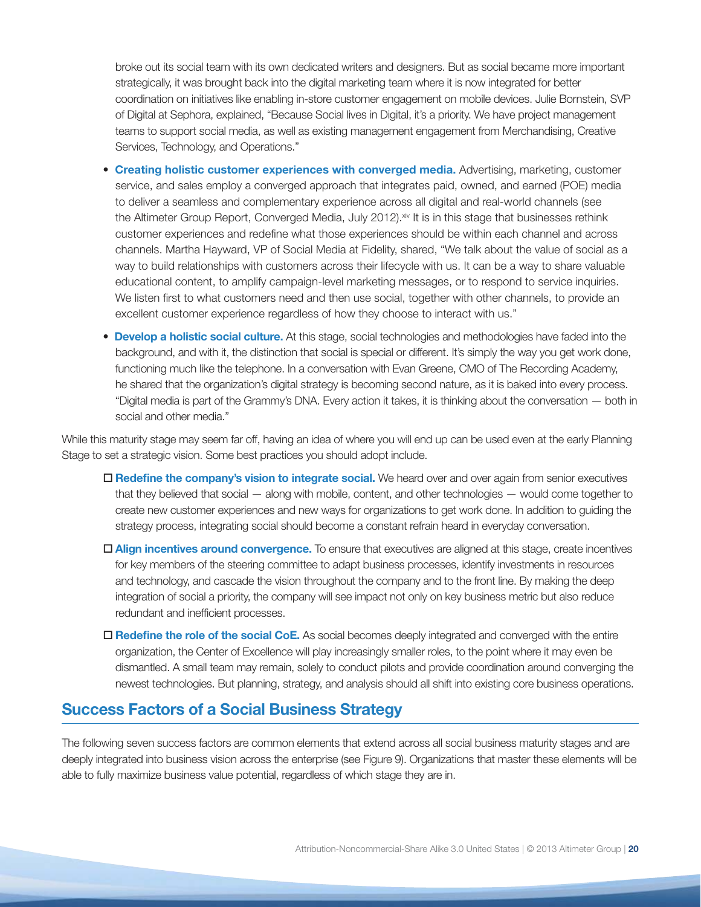broke out its social team with its own dedicated writers and designers. But as social became more important strategically, it was brought back into the digital marketing team where it is now integrated for better coordination on initiatives like enabling in-store customer engagement on mobile devices. Julie Bornstein, SVP of Digital at Sephora, explained, "Because Social lives in Digital, it's a priority. We have project management teams to support social media, as well as existing management engagement from Merchandising, Creative Services, Technology, and Operations."

- **Creating holistic customer experiences with converged media.** Advertising, marketing, customer service, and sales employ a converged approach that integrates paid, owned, and earned (POE) media to deliver a seamless and complementary experience across all digital and real-world channels (see the Altimeter Group Report, Converged Media, July 2012).[xiv] It is in this stage that businesses rethink customer experiences and redefine what those experiences should be within each channel and across channels. Martha Hayward, VP of Social Media at Fidelity, shared, "We talk about the value of social as a way to build relationships with customers across their lifecycle with us. It can be a way to share valuable educational content, to amplify campaign-level marketing messages, or to respond to service inquiries. We listen first to what customers need and then use social, together with other channels, to provide an excellent customer experience regardless of how they choose to interact with us."
- **Develop a holistic social culture.** At this stage, social technologies and methodologies have faded into the background, and with it, the distinction that social is special or different. It's simply the way you get work done, functioning much like the telephone. In a conversation with Evan Greene, CMO of The Recording Academy, he shared that the organization's digital strategy is becoming second nature, as it is baked into every process. "Digital media is part of the Grammy's DNA. Every action it takes, it is thinking about the conversation — both in social and other media."

While this maturity stage may seem far off, having an idea of where you will end up can be used even at the early Planning Stage to set a strategic vision. Some best practices you should adopt include.

- ☐ **Redefine the company's vision to integrate social.** We heard over and over again from senior executives that they believed that social — along with mobile, content, and other technologies — would come together to create new customer experiences and new ways for organizations to get work done. In addition to guiding the strategy process, integrating social should become a constant refrain heard in everyday conversation.
- ☐ **Align incentives around convergence.** To ensure that executives are aligned at this stage, create incentives for key members of the steering committee to adapt business processes, identify investments in resources and technology, and cascade the vision throughout the company and to the front line. By making the deep integration of social a priority, the company will see impact not only on key business metric but also reduce redundant and inefficient processes.
- ☐ **Redefine the role of the social CoE.** As social becomes deeply integrated and converged with the entire organization, the Center of Excellence will play increasingly smaller roles, to the point where it may even be dismantled. A small team may remain, solely to conduct pilots and provide coordination around converging the newest technologies. But planning, strategy, and analysis should all shift into existing core business operations.

## Success Factors of a Social Business Strategy

The following seven success factors are common elements that extend across all social business maturity stages and are deeply integrated into business vision across the enterprise (see Figure 9). Organizations that master these elements will be able to fully maximize business value potential, regardless of which stage they are in.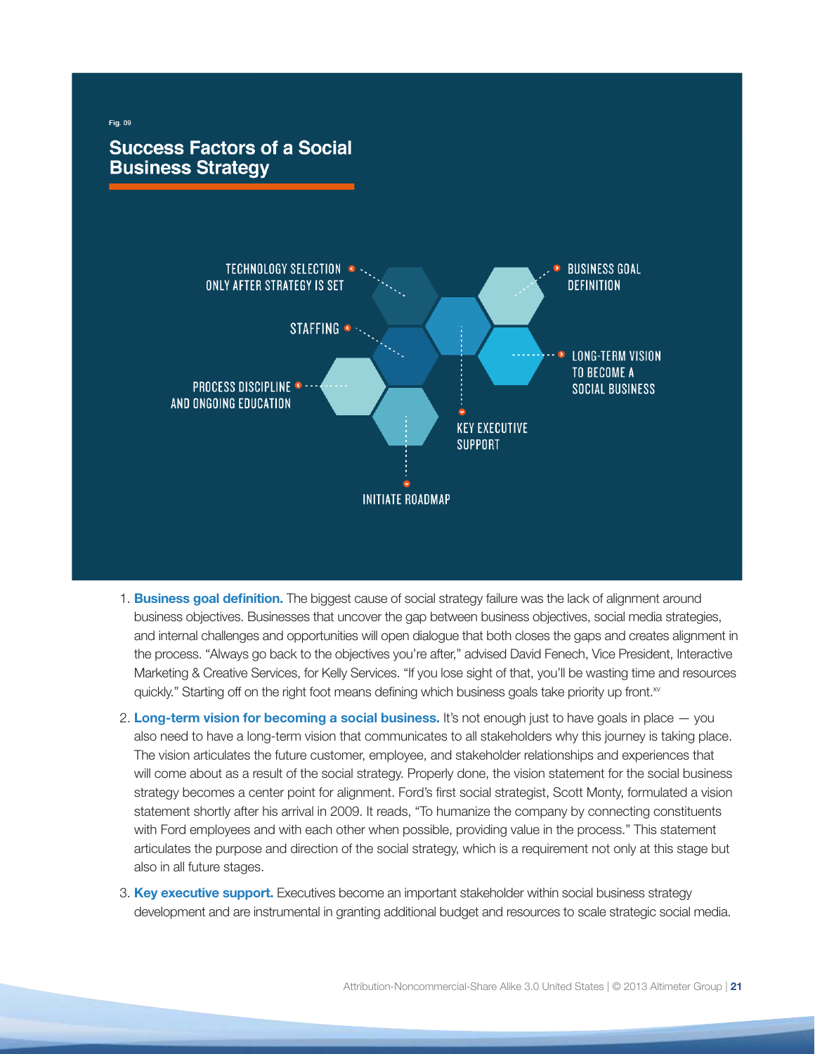Fig. 09

## Success Factors of a Social Business Strategy

TECHNOLOGY SELECTION ONLY AFTER STRATEGY IS SET

BUSINESS GOAL DEFINITION

STAFFING

LONG-TERM VISION TO BECOME A SOCIAL BUSINESS

PROCESS DISCIPLINE AND ONGOING EDUCATION

KEY EXECUTIVE SUPPORT

INITIATE ROADMAP

1. **Business goal definition.** The biggest cause of social strategy failure was the lack of alignment around business objectives. Businesses that uncover the gap between business objectives, social media strategies, and internal challenges and opportunities will open dialogue that both closes the gaps and creates alignment in the process. "Always go back to the objectives you're after," advised David Fenech, Vice President, Interactive Marketing & Creative Services, for Kelly Services. "If you lose sight of that, you'll be wasting time and resources quickly." Starting off on the right foot means defining which business goals take priority up front.[xv]

2. **Long-term vision for becoming a social business.** It's not enough just to have goals in place — you also need to have a long-term vision that communicates to all stakeholders why this journey is taking place. The vision articulates the future customer, employee, and stakeholder relationships and experiences that will come about as a result of the social strategy. Properly done, the vision statement for the social business strategy becomes a center point for alignment. Ford's first social strategist, Scott Monty, formulated a vision statement shortly after his arrival in 2009. It reads, "To humanize the company by connecting constituents with Ford employees and with each other when possible, providing value in the process." This statement articulates the purpose and direction of the social strategy, which is a requirement not only at this stage but also in all future stages.

3. **Key executive support.** Executives become an important stakeholder within social business strategy development and are instrumental in granting additional budget and resources to scale strategic social media.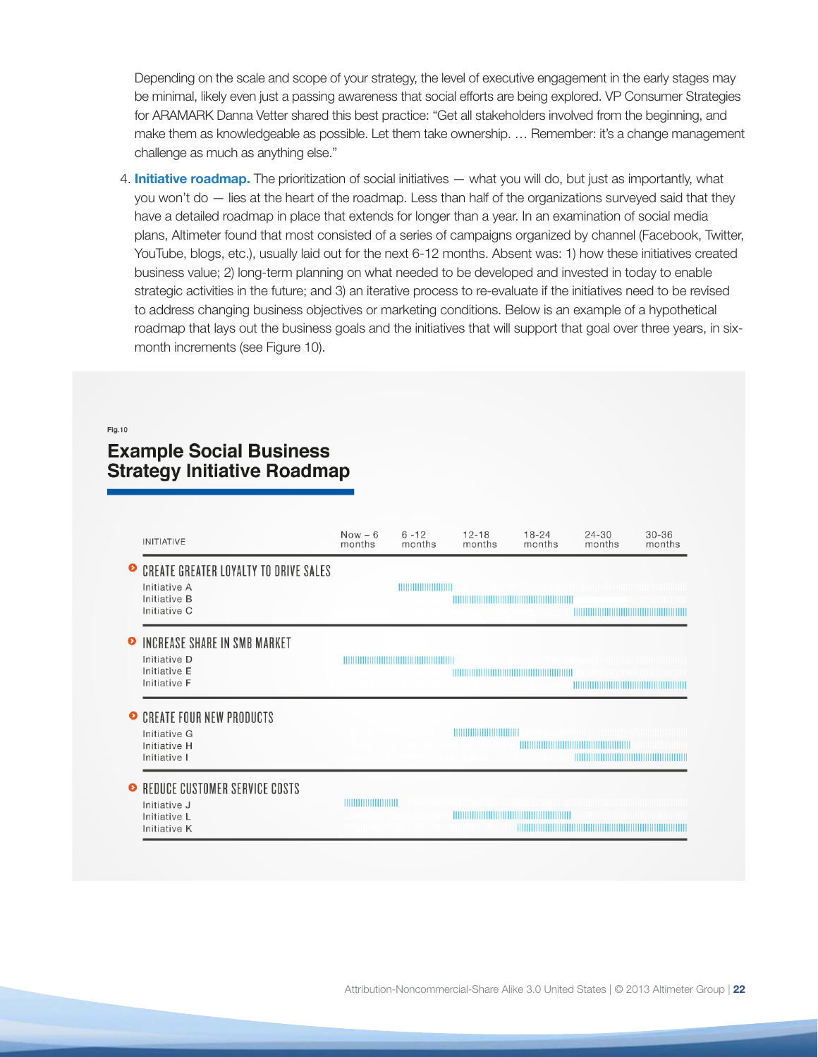Depending on the scale and scope of your strategy, the level of executive engagement in the early stages may be minimal, likely even just a passing awareness that social efforts are being explored. VP Consumer Strategies for ARAMARK Danna Vetter shared this best practice: "Get all stakeholders involved from the beginning, and make them as knowledgeable as possible. Let them take ownership. … Remember: it's a change management challenge as much as anything else."

4. **Initiative roadmap.** The prioritization of social initiatives — what you will do, but just as importantly, what you won't do — lies at the heart of the roadmap. Less than half of the organizations surveyed said that they have a detailed roadmap in place that extends for longer than a year. In an examination of social media plans, Altimeter found that most consisted of a series of campaigns organized by channel (Facebook, Twitter, YouTube, blogs, etc.), usually laid out for the next 6-12 months. Absent was: 1) how these initiatives created business value; 2) long-term planning on what needed to be developed and invested in today to enable strategic activities in the future; and 3) an iterative process to re-evaluate if the initiatives need to be revised to address changing business objectives or marketing conditions. Below is an example of a hypothetical roadmap that lays out the business goals and the initiatives that will support that goal over three years, in six-month increments (see Figure 10).

Fig.10

## Example Social Business Strategy Initiative Roadmap

| INITIATIVE | Now – 6 months | 6 -12 months | 12-18 months | 18-24 months | 24-30 months | 30-36 months |
|---|---|---|---|---|---|---|
| **CREATE GREATER LOYALTY TO DRIVE SALES** | | | | | | |
| Initiative A | | ■ | | | | |
| Initiative B | | | ■ | ■ | | |
| Initiative C | | | | | ■ | ■ |
| **INCREASE SHARE IN SMB MARKET** | | | | | | |
| Initiative D | ■ | ■ | | | | |
| Initiative E | | | ■ | ■ | | |
| Initiative F | | | | | ■ | ■ |
| **CREATE FOUR NEW PRODUCTS** | | | | | | |
| Initiative G | | | ■ | | | |
| Initiative H | | | | ■ | ■ | |
| Initiative I | | | | | ■ | ■ |
| **REDUCE CUSTOMER SERVICE COSTS** | | | | | | |
| Initiative J | ■ | | | | | |
| Initiative L | | | ■ | ■ | | |
| Initiative K | | | | ■ | ■ | ■ |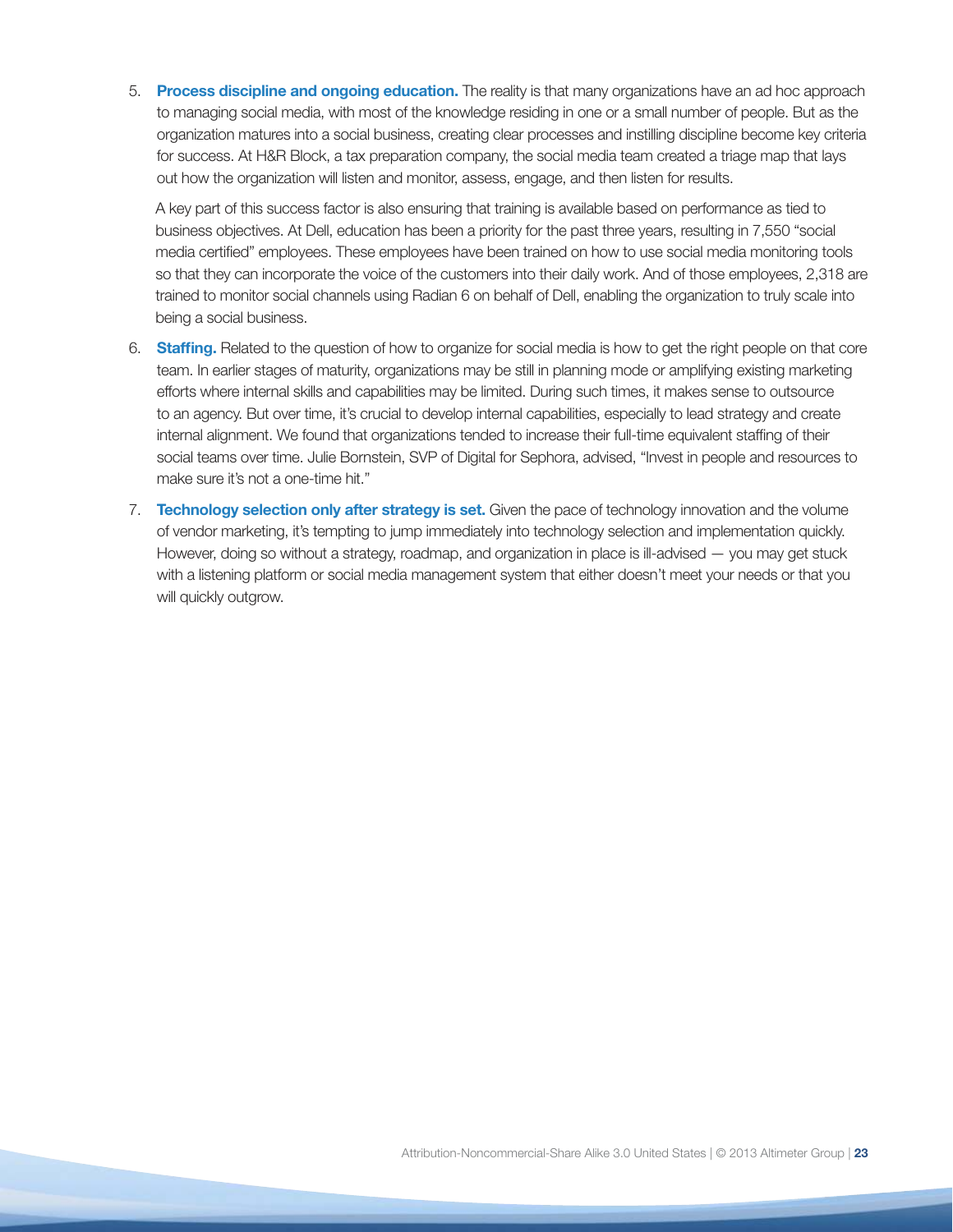5. **Process discipline and ongoing education.** The reality is that many organizations have an ad hoc approach to managing social media, with most of the knowledge residing in one or a small number of people. But as the organization matures into a social business, creating clear processes and instilling discipline become key criteria for success. At H&R Block, a tax preparation company, the social media team created a triage map that lays out how the organization will listen and monitor, assess, engage, and then listen for results.

   A key part of this success factor is also ensuring that training is available based on performance as tied to business objectives. At Dell, education has been a priority for the past three years, resulting in 7,550 "social media certified" employees. These employees have been trained on how to use social media monitoring tools so that they can incorporate the voice of the customers into their daily work. And of those employees, 2,318 are trained to monitor social channels using Radian 6 on behalf of Dell, enabling the organization to truly scale into being a social business.

6. **Staffing.** Related to the question of how to organize for social media is how to get the right people on that core team. In earlier stages of maturity, organizations may be still in planning mode or amplifying existing marketing efforts where internal skills and capabilities may be limited. During such times, it makes sense to outsource to an agency. But over time, it's crucial to develop internal capabilities, especially to lead strategy and create internal alignment. We found that organizations tended to increase their full-time equivalent staffing of their social teams over time. Julie Bornstein, SVP of Digital for Sephora, advised, "Invest in people and resources to make sure it's not a one-time hit."

7. **Technology selection only after strategy is set.** Given the pace of technology innovation and the volume of vendor marketing, it's tempting to jump immediately into technology selection and implementation quickly. However, doing so without a strategy, roadmap, and organization in place is ill-advised — you may get stuck with a listening platform or social media management system that either doesn't meet your needs or that you will quickly outgrow.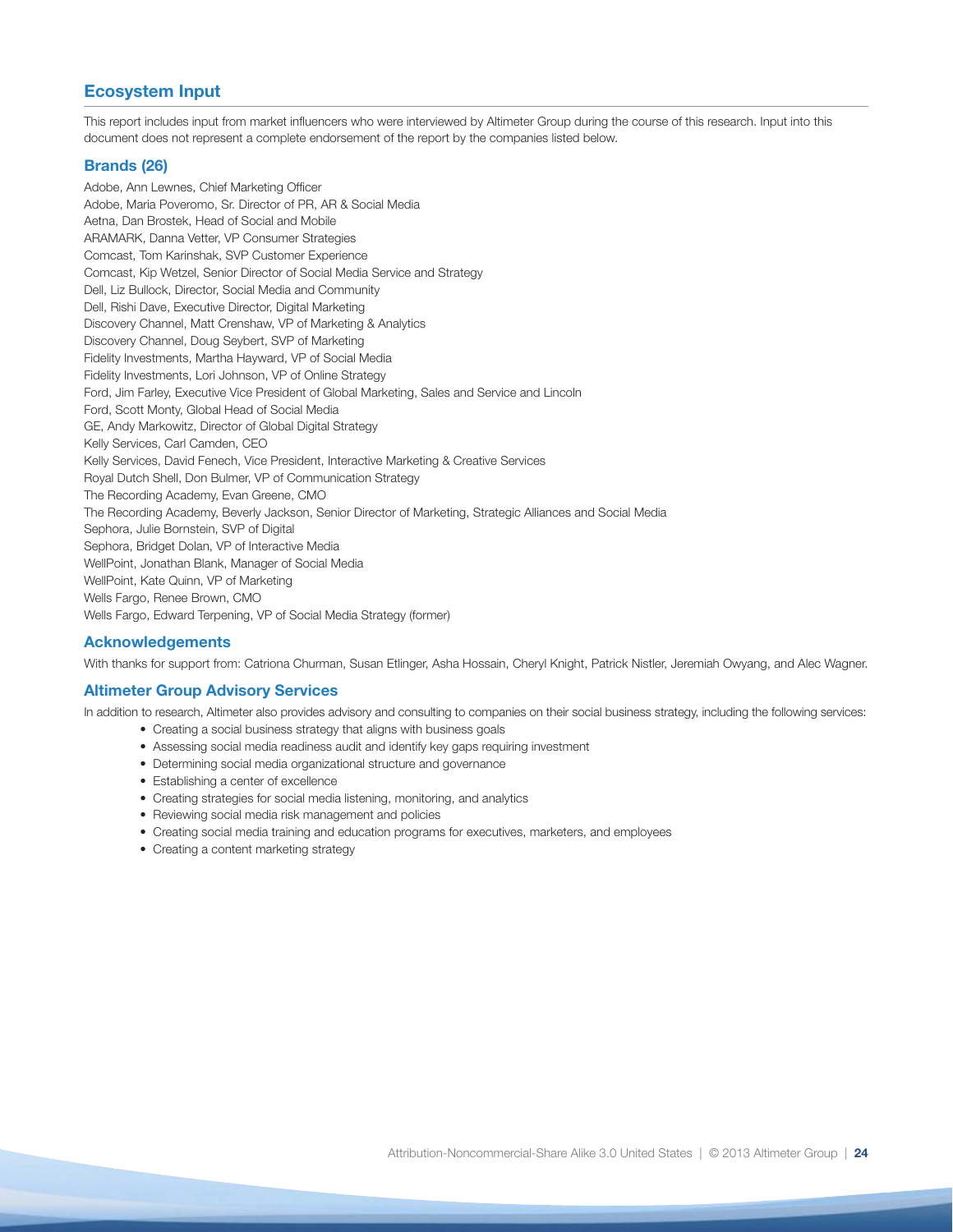## Ecosystem Input

This report includes input from market influencers who were interviewed by Altimeter Group during the course of this research. Input into this document does not represent a complete endorsement of the report by the companies listed below.

### Brands (26)

Adobe, Ann Lewnes, Chief Marketing Officer
Adobe, Maria Poveromo, Sr. Director of PR, AR & Social Media
Aetna, Dan Brostek, Head of Social and Mobile
ARAMARK, Danna Vetter, VP Consumer Strategies
Comcast, Tom Karinshak, SVP Customer Experience
Comcast, Kip Wetzel, Senior Director of Social Media Service and Strategy
Dell, Liz Bullock, Director, Social Media and Community
Dell, Rishi Dave, Executive Director, Digital Marketing
Discovery Channel, Matt Crenshaw, VP of Marketing & Analytics
Discovery Channel, Doug Seybert, SVP of Marketing
Fidelity Investments, Martha Hayward, VP of Social Media
Fidelity Investments, Lori Johnson, VP of Online Strategy
Ford, Jim Farley, Executive Vice President of Global Marketing, Sales and Service and Lincoln
Ford, Scott Monty, Global Head of Social Media
GE, Andy Markowitz, Director of Global Digital Strategy
Kelly Services, Carl Camden, CEO
Kelly Services, David Fenech, Vice President, Interactive Marketing & Creative Services
Royal Dutch Shell, Don Bulmer, VP of Communication Strategy
The Recording Academy, Evan Greene, CMO
The Recording Academy, Beverly Jackson, Senior Director of Marketing, Strategic Alliances and Social Media
Sephora, Julie Bornstein, SVP of Digital
Sephora, Bridget Dolan, VP of Interactive Media
WellPoint, Jonathan Blank, Manager of Social Media
WellPoint, Kate Quinn, VP of Marketing
Wells Fargo, Renee Brown, CMO
Wells Fargo, Edward Terpening, VP of Social Media Strategy (former)

### Acknowledgements

With thanks for support from: Catriona Churman, Susan Etlinger, Asha Hossain, Cheryl Knight, Patrick Nistler, Jeremiah Owyang, and Alec Wagner.

### Altimeter Group Advisory Services

In addition to research, Altimeter also provides advisory and consulting to companies on their social business strategy, including the following services:

- Creating a social business strategy that aligns with business goals
- Assessing social media readiness audit and identify key gaps requiring investment
- Determining social media organizational structure and governance
- Establishing a center of excellence
- Creating strategies for social media listening, monitoring, and analytics
- Reviewing social media risk management and policies
- Creating social media training and education programs for executives, marketers, and employees
- Creating a content marketing strategy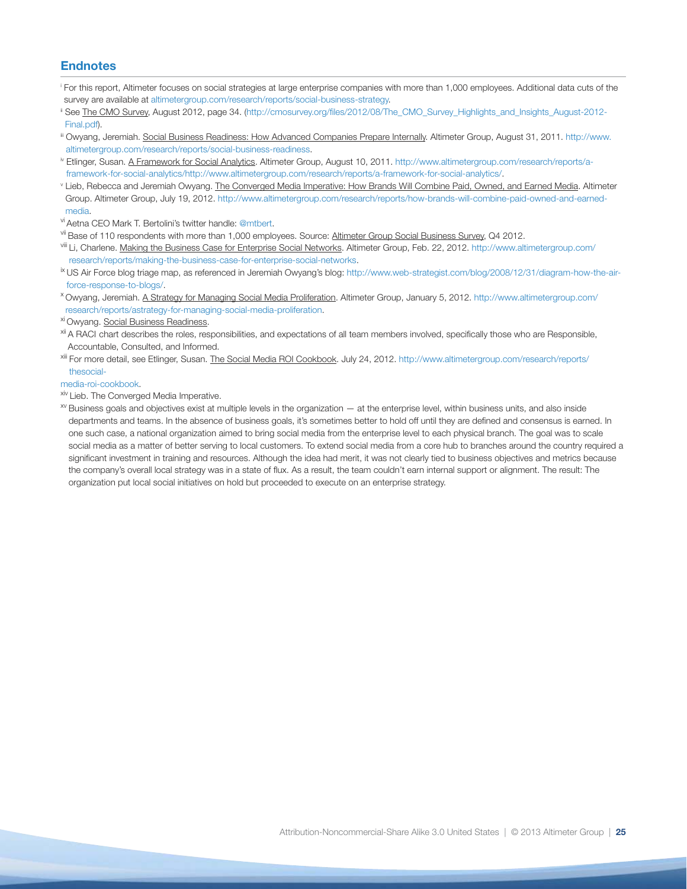## Endnotes

[i] For this report, Altimeter focuses on social strategies at large enterprise companies with more than 1,000 employees. Additional data cuts of the survey are available at altimetergroup.com/research/reports/social-business-strategy.

[ii] See The CMO Survey, August 2012, page 34. (http://cmosurvey.org/files/2012/08/The_CMO_Survey_Highlights_and_Insights_August-2012-Final.pdf).

[iii] Owyang, Jeremiah. Social Business Readiness: How Advanced Companies Prepare Internally. Altimeter Group, August 31, 2011. http://www.altimetergroup.com/research/reports/social-business-readiness.

[iv] Etlinger, Susan. A Framework for Social Analytics. Altimeter Group, August 10, 2011. http://www.altimetergroup.com/research/reports/a-framework-for-social-analytics/http://www.altimetergroup.com/research/reports/a-framework-for-social-analytics/.

[v] Lieb, Rebecca and Jeremiah Owyang. The Converged Media Imperative: How Brands Will Combine Paid, Owned, and Earned Media. Altimeter Group. Altimeter Group, July 19, 2012. http://www.altimetergroup.com/research/reports/how-brands-will-combine-paid-owned-and-earned-media.

[vi] Aetna CEO Mark T. Bertolini's twitter handle: @mtbert.

[vii] Base of 110 respondents with more than 1,000 employees. Source: Altimeter Group Social Business Survey, Q4 2012.

[viii] Li, Charlene. Making the Business Case for Enterprise Social Networks. Altimeter Group, Feb. 22, 2012. http://www.altimetergroup.com/research/reports/making-the-business-case-for-enterprise-social-networks.

[ix] US Air Force blog triage map, as referenced in Jeremiah Owyang's blog: http://www.web-strategist.com/blog/2008/12/31/diagram-how-the-air-force-response-to-blogs/.

[x] Owyang, Jeremiah. A Strategy for Managing Social Media Proliferation. Altimeter Group, January 5, 2012. http://www.altimetergroup.com/research/reports/astrategy-for-managing-social-media-proliferation.

[xi] Owyang. Social Business Readiness.

[xii] A RACI chart describes the roles, responsibilities, and expectations of all team members involved, specifically those who are Responsible, Accountable, Consulted, and Informed.

[xiii] For more detail, see Etlinger, Susan. The Social Media ROI Cookbook. July 24, 2012. http://www.altimetergroup.com/research/reports/thesocial-media-roi-cookbook.

[xiv] Lieb. The Converged Media Imperative.

[xv] Business goals and objectives exist at multiple levels in the organization — at the enterprise level, within business units, and also inside departments and teams. In the absence of business goals, it's sometimes better to hold off until they are defined and consensus is earned. In one such case, a national organization aimed to bring social media from the enterprise level to each physical branch. The goal was to scale social media as a matter of better serving to local customers. To extend social media from a core hub to branches around the country required a significant investment in training and resources. Although the idea had merit, it was not clearly tied to business objectives and metrics because the company's overall local strategy was in a state of flux. As a result, the team couldn't earn internal support or alignment. The result: The organization put local social initiatives on hold but proceeded to execute on an enterprise strategy.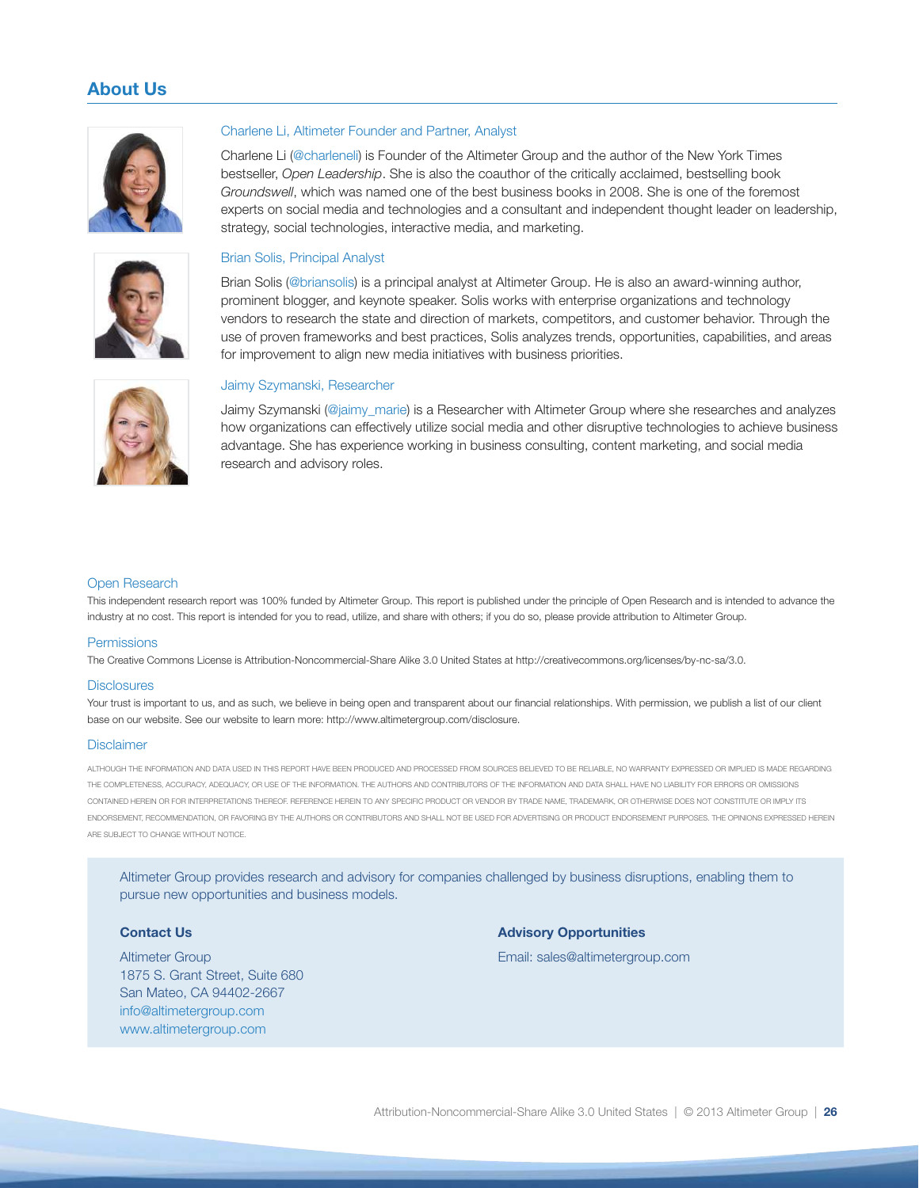## About Us

### Charlene Li, Altimeter Founder and Partner, Analyst

Charlene Li (@charleneli) is Founder of the Altimeter Group and the author of the New York Times bestseller, *Open Leadership*. She is also the coauthor of the critically acclaimed, bestselling book *Groundswell*, which was named one of the best business books in 2008. She is one of the foremost experts on social media and technologies and a consultant and independent thought leader on leadership, strategy, social technologies, interactive media, and marketing.

### Brian Solis, Principal Analyst

Brian Solis (@briansolis) is a principal analyst at Altimeter Group. He is also an award-winning author, prominent blogger, and keynote speaker. Solis works with enterprise organizations and technology vendors to research the state and direction of markets, competitors, and customer behavior. Through the use of proven frameworks and best practices, Solis analyzes trends, opportunities, capabilities, and areas for improvement to align new media initiatives with business priorities.

### Jaimy Szymanski, Researcher

Jaimy Szymanski (@jaimy_marie) is a Researcher with Altimeter Group where she researches and analyzes how organizations can effectively utilize social media and other disruptive technologies to achieve business advantage. She has experience working in business consulting, content marketing, and social media research and advisory roles.

### Open Research

This independent research report was 100% funded by Altimeter Group. This report is published under the principle of Open Research and is intended to advance the industry at no cost. This report is intended for you to read, utilize, and share with others; if you do so, please provide attribution to Altimeter Group.

### Permissions

The Creative Commons License is Attribution-Noncommercial-Share Alike 3.0 United States at http://creativecommons.org/licenses/by-nc-sa/3.0.

### Disclosures

Your trust is important to us, and as such, we believe in being open and transparent about our financial relationships. With permission, we publish a list of our client base on our website. See our website to learn more: http://www.altimetergroup.com/disclosure.

### Disclaimer

ALTHOUGH THE INFORMATION AND DATA USED IN THIS REPORT HAVE BEEN PRODUCED AND PROCESSED FROM SOURCES BELIEVED TO BE RELIABLE, NO WARRANTY EXPRESSED OR IMPLIED IS MADE REGARDING THE COMPLETENESS, ACCURACY, ADEQUACY, OR USE OF THE INFORMATION. THE AUTHORS AND CONTRIBUTORS OF THE INFORMATION AND DATA SHALL HAVE NO LIABILITY FOR ERRORS OR OMISSIONS CONTAINED HEREIN OR FOR INTERPRETATIONS THEREOF. REFERENCE HEREIN TO ANY SPECIFIC PRODUCT OR VENDOR BY TRADE NAME, TRADEMARK, OR OTHERWISE DOES NOT CONSTITUTE OR IMPLY ITS ENDORSEMENT, RECOMMENDATION, OR FAVORING BY THE AUTHORS OR CONTRIBUTORS AND SHALL NOT BE USED FOR ADVERTISING OR PRODUCT ENDORSEMENT PURPOSES. THE OPINIONS EXPRESSED HEREIN ARE SUBJECT TO CHANGE WITHOUT NOTICE.

Altimeter Group provides research and advisory for companies challenged by business disruptions, enabling them to pursue new opportunities and business models.

**Contact Us**

Altimeter Group
1875 S. Grant Street, Suite 680
San Mateo, CA 94402-2667
info@altimetergroup.com
www.altimetergroup.com

**Advisory Opportunities**

Email: sales@altimetergroup.com